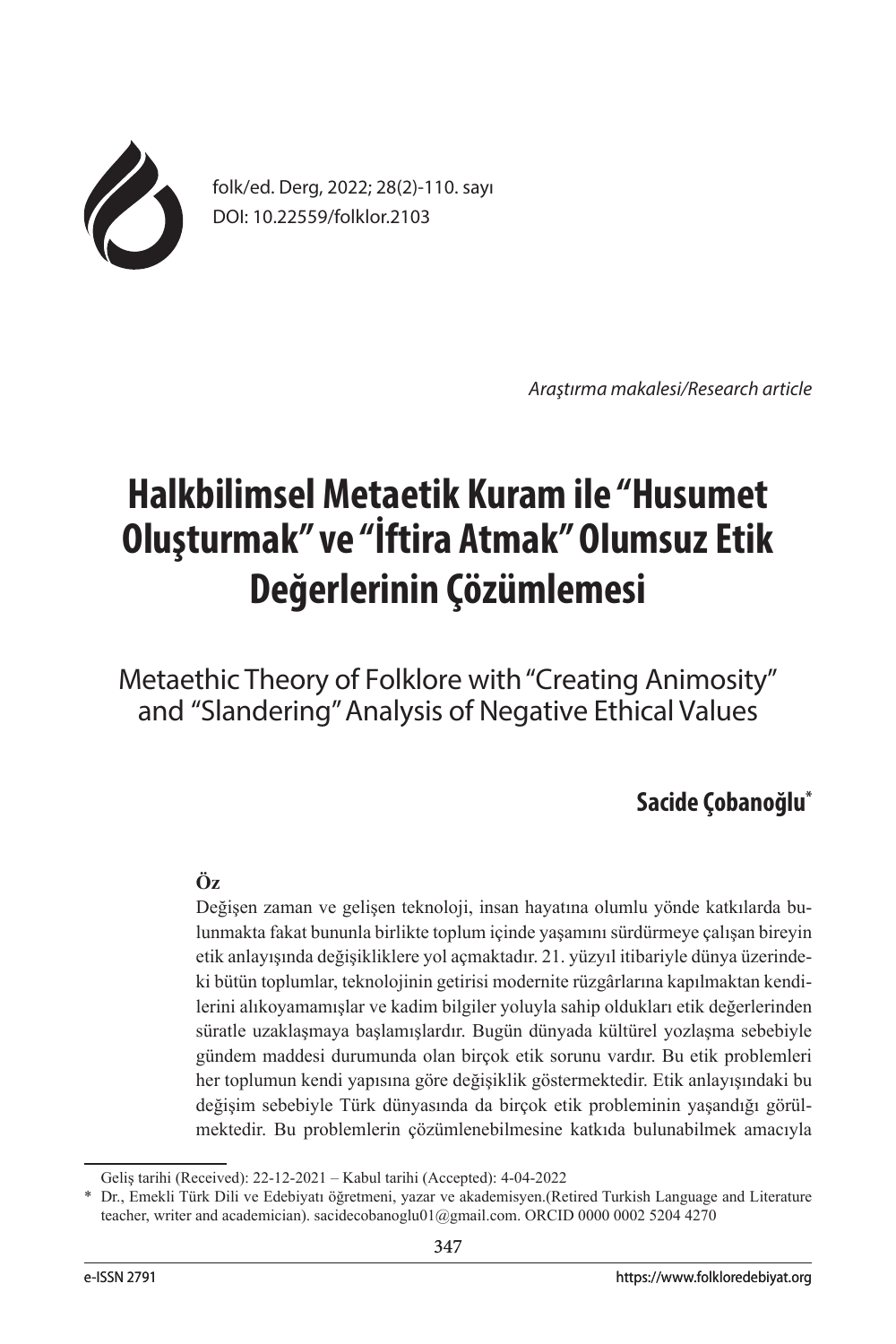folk/ed. Derg, 2022; 28(2)-110. sayı
DOI: 10.22559/folklor.2103

*Araştırma makalesi/Research article*

# Halkbilimsel Metaetik Kuram ile "Husumet Oluşturmak" ve "İftira Atmak" Olumsuz Etik Değerlerinin Çözümlemesi

## Metaethic Theory of Folklore with "Creating Animosity" and "Slandering" Analysis of Negative Ethical Values

**Sacide Çobanoğlu***

**Öz**

Değişen zaman ve gelişen teknoloji, insan hayatına olumlu yönde katkılarda bulunmakta fakat bununla birlikte toplum içinde yaşamını sürdürmeye çalışan bireyin etik anlayışında değişikliklere yol açmaktadır. 21. yüzyıl itibariyle dünya üzerindeki bütün toplumlar, teknolojinin getirisi modernite rüzgârlarına kapılmaktan kendilerini alıkoyamamışlar ve kadim bilgiler yoluyla sahip oldukları etik değerlerinden süratle uzaklaşmaya başlamışlardır. Bugün dünyada kültürel yozlaşma sebebiyle gündem maddesi durumunda olan birçok etik sorunu vardır. Bu etik problemleri her toplumun kendi yapısına göre değişiklik göstermektedir. Etik anlayışındaki bu değişim sebebiyle Türk dünyasında da birçok etik probleminin yaşandığı görülmektedir. Bu problemlerin çözümlenebilmesine katkıda bulunabilmek amacıyla

---

Geliş tarihi (Received): 22-12-2021 – Kabul tarihi (Accepted): 4-04-2022

\* Dr., Emekli Türk Dili ve Edebiyatı öğretmeni, yazar ve akademisyen.(Retired Turkish Language and Literature teacher, writer and academician). sacidecobanoglu01@gmail.com. ORCID 0000 0002 5204 4270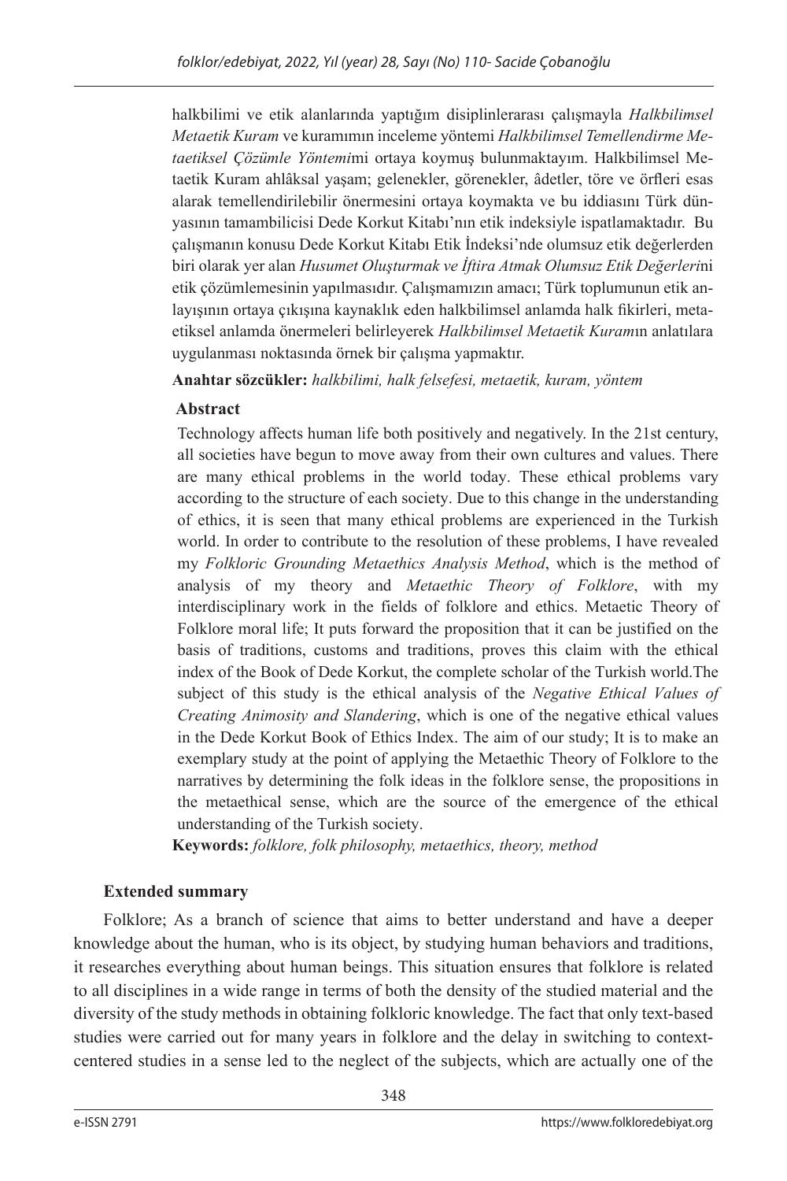halkbilimi ve etik alanlarında yaptığım disiplinlerarası çalışmayla *Halkbilimsel Metaetik Kuram* ve kuramının inceleme yöntemi *Halkbilimsel Temellendirme Metaetiksel Çözümle Yöntemi*mi ortaya koymuş bulunmaktayım. Halkbilimsel Metaetik Kuram ahlâksal yaşam; gelenekler, görenekler, âdetler, töre ve örfleri esas alarak temellendirilebilir önermesini ortaya koymakta ve bu iddiasını Türk dünyasının tamambilicisi Dede Korkut Kitabı'nın etik indeksiyle ispatlamaktadır. Bu çalışmanın konusu Dede Korkut Kitabı Etik İndeksi'nde olumsuz etik değerlerden biri olarak yer alan *Husumet Oluşturmak ve İftira Atmak Olumsuz Etik Değerleri*ni etik çözümlemesinin yapılmasıdır. Çalışmamızın amacı; Türk toplumunun etik anlayışının ortaya çıkışına kaynaklık eden halkbilimsel anlamda halk fikirleri, metaetiksel anlamda önermeleri belirleyerek *Halkbilimsel Metaetik Kuram*ın anlatılara uygulanması noktasında örnek bir çalışma yapmaktır.

**Anahtar sözcükler:** *halkbilimi, halk felsefesi, metaetik, kuram, yöntem*

**Abstract**

Technology affects human life both positively and negatively. In the 21st century, all societies have begun to move away from their own cultures and values. There are many ethical problems in the world today. These ethical problems vary according to the structure of each society. Due to this change in the understanding of ethics, it is seen that many ethical problems are experienced in the Turkish world. In order to contribute to the resolution of these problems, I have revealed my *Folkloric Grounding Metaethics Analysis Method*, which is the method of analysis of my theory and *Metaethic Theory of Folklore*, with my interdisciplinary work in the fields of folklore and ethics. Metaetic Theory of Folklore moral life; It puts forward the proposition that it can be justified on the basis of traditions, customs and traditions, proves this claim with the ethical index of the Book of Dede Korkut, the complete scholar of the Turkish world.The subject of this study is the ethical analysis of the *Negative Ethical Values of Creating Animosity and Slandering*, which is one of the negative ethical values in the Dede Korkut Book of Ethics Index. The aim of our study; It is to make an exemplary study at the point of applying the Metaethic Theory of Folklore to the narratives by determining the folk ideas in the folklore sense, the propositions in the metaethical sense, which are the source of the emergence of the ethical understanding of the Turkish society.

**Keywords:** *folklore, folk philosophy, metaethics, theory, method*

**Extended summary**

Folklore; As a branch of science that aims to better understand and have a deeper knowledge about the human, who is its object, by studying human behaviors and traditions, it researches everything about human beings. This situation ensures that folklore is related to all disciplines in a wide range in terms of both the density of the studied material and the diversity of the study methods in obtaining folkloric knowledge. The fact that only text-based studies were carried out for many years in folklore and the delay in switching to context-centered studies in a sense led to the neglect of the subjects, which are actually one of the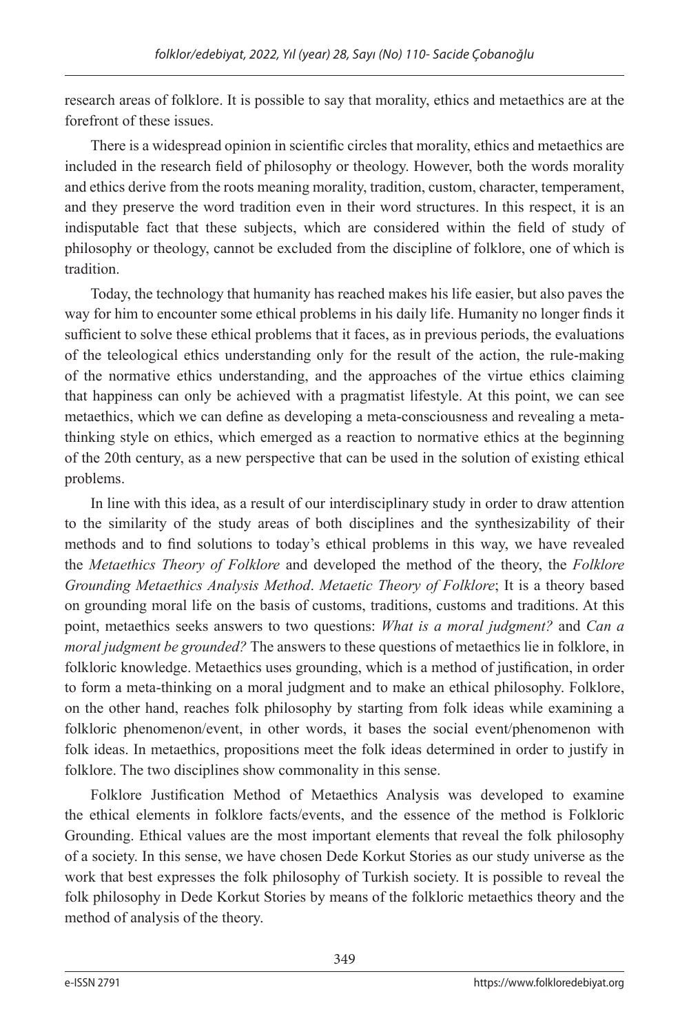research areas of folklore. It is possible to say that morality, ethics and metaethics are at the forefront of these issues.

There is a widespread opinion in scientific circles that morality, ethics and metaethics are included in the research field of philosophy or theology. However, both the words morality and ethics derive from the roots meaning morality, tradition, custom, character, temperament, and they preserve the word tradition even in their word structures. In this respect, it is an indisputable fact that these subjects, which are considered within the field of study of philosophy or theology, cannot be excluded from the discipline of folklore, one of which is tradition.

Today, the technology that humanity has reached makes his life easier, but also paves the way for him to encounter some ethical problems in his daily life. Humanity no longer finds it sufficient to solve these ethical problems that it faces, as in previous periods, the evaluations of the teleological ethics understanding only for the result of the action, the rule-making of the normative ethics understanding, and the approaches of the virtue ethics claiming that happiness can only be achieved with a pragmatist lifestyle. At this point, we can see metaethics, which we can define as developing a meta-consciousness and revealing a meta-thinking style on ethics, which emerged as a reaction to normative ethics at the beginning of the 20th century, as a new perspective that can be used in the solution of existing ethical problems.

In line with this idea, as a result of our interdisciplinary study in order to draw attention to the similarity of the study areas of both disciplines and the synthesizability of their methods and to find solutions to today's ethical problems in this way, we have revealed the *Metaethics Theory of Folklore* and developed the method of the theory, the *Folklore Grounding Metaethics Analysis Method*. *Metaetic Theory of Folklore*; It is a theory based on grounding moral life on the basis of customs, traditions, customs and traditions. At this point, metaethics seeks answers to two questions: *What is a moral judgment?* and *Can a moral judgment be grounded?* The answers to these questions of metaethics lie in folklore, in folkloric knowledge. Metaethics uses grounding, which is a method of justification, in order to form a meta-thinking on a moral judgment and to make an ethical philosophy. Folklore, on the other hand, reaches folk philosophy by starting from folk ideas while examining a folkloric phenomenon/event, in other words, it bases the social event/phenomenon with folk ideas. In metaethics, propositions meet the folk ideas determined in order to justify in folklore. The two disciplines show commonality in this sense.

Folklore Justification Method of Metaethics Analysis was developed to examine the ethical elements in folklore facts/events, and the essence of the method is Folkloric Grounding. Ethical values are the most important elements that reveal the folk philosophy of a society. In this sense, we have chosen Dede Korkut Stories as our study universe as the work that best expresses the folk philosophy of Turkish society. It is possible to reveal the folk philosophy in Dede Korkut Stories by means of the folkloric metaethics theory and the method of analysis of the theory.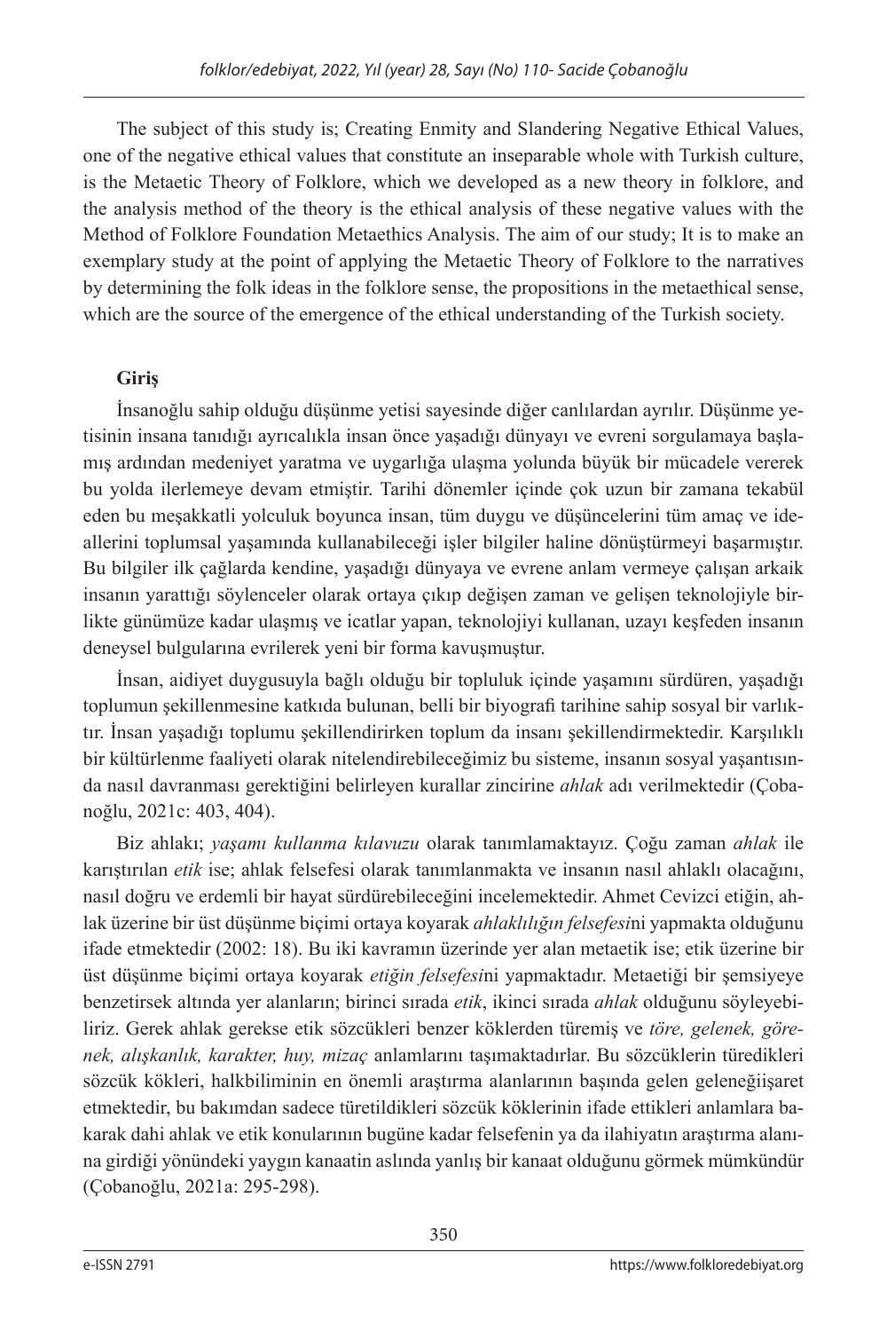The subject of this study is; Creating Enmity and Slandering Negative Ethical Values, one of the negative ethical values that constitute an inseparable whole with Turkish culture, is the Metaetic Theory of Folklore, which we developed as a new theory in folklore, and the analysis method of the theory is the ethical analysis of these negative values with the Method of Folklore Foundation Metaethics Analysis. The aim of our study; It is to make an exemplary study at the point of applying the Metaetic Theory of Folklore to the narratives by determining the folk ideas in the folklore sense, the propositions in the metaethical sense, which are the source of the emergence of the ethical understanding of the Turkish society.

**Giriş**

İnsanoğlu sahip olduğu düşünme yetisi sayesinde diğer canlılardan ayrılır. Düşünme yetisinin insana tanıdığı ayrıcalıkla insan önce yaşadığı dünyayı ve evreni sorgulamaya başlamış ardından medeniyet yaratma ve uygarlığa ulaşma yolunda büyük bir mücadele vererek bu yolda ilerlemeye devam etmiştir. Tarihi dönemler içinde çok uzun bir zamana tekabül eden bu meşakkatli yolculuk boyunca insan, tüm duygu ve düşüncelerini tüm amaç ve ideallerini toplumsal yaşamında kullanabileceği işler bilgiler haline dönüştürmeyi başarmıştır. Bu bilgiler ilk çağlarda kendine, yaşadığı dünyaya ve evrene anlam vermeye çalışan arkaik insanın yarattığı söylenceler olarak ortaya çıkıp değişen zaman ve gelişen teknolojiyle birlikte günümüze kadar ulaşmış ve icatlar yapan, teknolojiyi kullanan, uzayı keşfeden insanın deneysel bulgularına evrilerek yeni bir forma kavuşmuştur.

İnsan, aidiyet duygusuyla bağlı olduğu bir topluluk içinde yaşamını sürdüren, yaşadığı toplumun şekillenmesine katkıda bulunan, belli bir biyografi tarihine sahip sosyal bir varlıktır. İnsan yaşadığı toplumu şekillendirirken toplum da insanı şekillendirmektedir. Karşılıklı bir kültürlenme faaliyeti olarak nitelendirebileceğimiz bu sisteme, insanın sosyal yaşantısında nasıl davranması gerektiğini belirleyen kurallar zincirine *ahlak* adı verilmektedir (Çobanoğlu, 2021c: 403, 404).

Biz ahlakı; *yaşamı kullanma kılavuzu* olarak tanımlamaktayız. Çoğu zaman *ahlak* ile karıştırılan *etik* ise; ahlak felsefesi olarak tanımlanmakta ve insanın nasıl ahlaklı olacağını, nasıl doğru ve erdemli bir hayat sürdürebileceğini incelemektedir. Ahmet Cevizci etiğin, ahlak üzerine bir üst düşünme biçimi ortaya koyarak *ahlaklılığın felsefesi*ni yapmakta olduğunu ifade etmektedir (2002: 18). Bu iki kavramın üzerinde yer alan metaetik ise; etik üzerine bir üst düşünme biçimi ortaya koyarak *etiğin felsefesi*ni yapmaktadır. Metaetiği bir şemsiyeye benzetirsek altında yer alanların; birinci sırada *etik*, ikinci sırada *ahlak* olduğunu söyleyebiliriz. Gerek ahlak gerekse etik sözcükleri benzer köklerden türemiş ve *töre, gelenek, görenek, alışkanlık, karakter, huy, mizaç* anlamlarını taşımaktadırlar. Bu sözcüklerin türedikleri sözcük kökleri, halkbiliminin en önemli araştırma alanlarının başında gelen geleneğiişaret etmektedir, bu bakımdan sadece türetildikleri sözcük köklerinin ifade ettikleri anlamlara bakarak dahi ahlak ve etik konularının bugüne kadar felsefenin ya da ilahiyatın araştırma alanına girdiği yönündeki yaygın kanaatin aslında yanlış bir kanaat olduğunu görmek mümkündür (Çobanoğlu, 2021a: 295-298).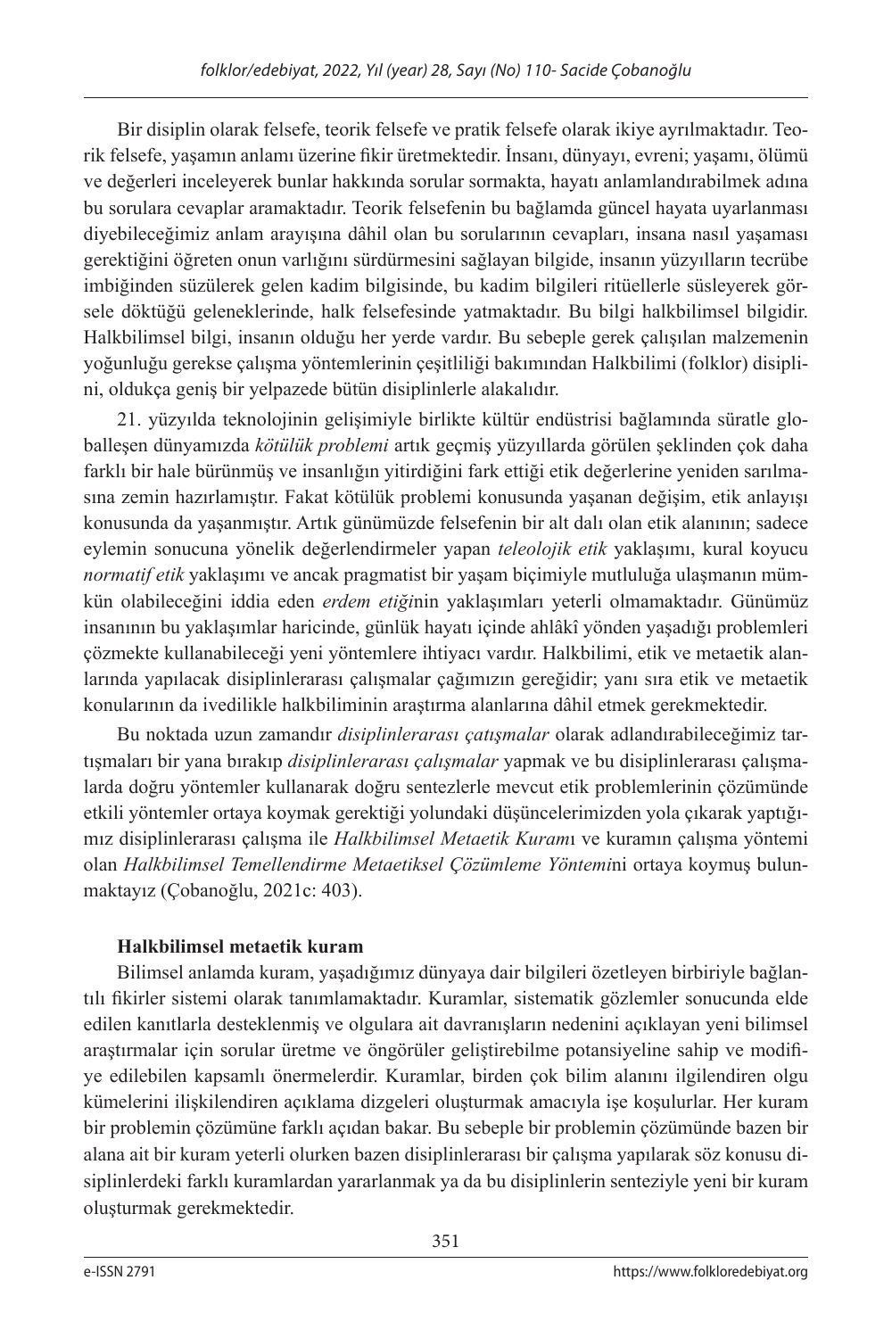Bir disiplin olarak felsefe, teorik felsefe ve pratik felsefe olarak ikiye ayrılmaktadır. Teorik felsefe, yaşamın anlamı üzerine fikir üretmektedir. İnsanı, dünyayı, evreni; yaşamı, ölümü ve değerleri inceleyerek bunlar hakkında sorular sormakta, hayatı anlamlandırabilmek adına bu sorulara cevaplar aramaktadır. Teorik felsefenin bu bağlamda güncel hayata uyarlanması diyebileceğimiz anlam arayışına dâhil olan bu sorularının cevapları, insana nasıl yaşaması gerektiğini öğreten onun varlığını sürdürmesini sağlayan bilgide, insanın yüzyılların tecrübe imbiğinden süzülerek gelen kadim bilgisinde, bu kadim bilgileri ritüellerle süsleyerek görsele döktüğü geleneklerinde, halk felsefesinde yatmaktadır. Bu bilgi halkbilimsel bilgidir. Halkbilimsel bilgi, insanın olduğu her yerde vardır. Bu sebeple gerek çalışılan malzemenin yoğunluğu gerekse çalışma yöntemlerinin çeşitliliği bakımından Halkbilimi (folklor) disiplini, oldukça geniş bir yelpazede bütün disiplinlerle alakalıdır.

21. yüzyılda teknolojinin gelişimiyle birlikte kültür endüstrisi bağlamında süratle globalleşen dünyamızda *kötülük problemi* artık geçmiş yüzyıllarda görülen şeklinden çok daha farklı bir hale bürünmüş ve insanlığın yitirdiğini fark ettiği etik değerlerine yeniden sarılmasına zemin hazırlamıştır. Fakat kötülük problemi konusunda yaşanan değişim, etik anlayışı konusunda da yaşanmıştır. Artık günümüzde felsefenin bir alt dalı olan etik alanının; sadece eylemin sonucuna yönelik değerlendirmeler yapan *teleolojik etik* yaklaşımı, kural koyucu *normatif etik* yaklaşımı ve ancak pragmatist bir yaşam biçimiyle mutluluğa ulaşmanın mümkün olabileceğini iddia eden *erdem etiği*nin yaklaşımları yeterli olmamaktadır. Günümüz insanının bu yaklaşımlar haricinde, günlük hayatı içinde ahlâkî yönden yaşadığı problemleri çözmekte kullanabileceği yeni yöntemlere ihtiyacı vardır. Halkbilimi, etik ve metaetik alanlarında yapılacak disiplinlerarası çalışmalar çağımızın gereğidir; yanı sıra etik ve metaetik konularının da ivedilikle halkbiliminin araştırma alanlarına dâhil etmek gerekmektedir.

Bu noktada uzun zamandır *disiplinlerarası çatışmalar* olarak adlandırabileceğimiz tartışmaları bir yana bırakıp *disiplinlerarası çalışmalar* yapmak ve bu disiplinlerarası çalışmalarda doğru yöntemler kullanarak doğru sentezlerle mevcut etik problemlerinin çözümünde etkili yöntemler ortaya koymak gerektiği yolundaki düşüncelerimizden yola çıkarak yaptığımız disiplinlerarası çalışma ile *Halkbilimsel Metaetik Kuram*ı ve kuramın çalışma yöntemi olan *Halkbilimsel Temellendirme Metaetiksel Çözümleme Yöntemi*ni ortaya koymuş bulunmaktayız (Çobanoğlu, 2021c: 403).

**Halkbilimsel metaetik kuram**

Bilimsel anlamda kuram, yaşadığımız dünyaya dair bilgileri özetleyen birbiriyle bağlantılı fikirler sistemi olarak tanımlamaktadır. Kuramlar, sistematik gözlemler sonucunda elde edilen kanıtlarla desteklenmiş ve olgulara ait davranışların nedenini açıklayan yeni bilimsel araştırmalar için sorular üretme ve öngörüler geliştirebilme potansiyeline sahip ve modifiye edilebilen kapsamlı önermelerdir. Kuramlar, birden çok bilim alanını ilgilendiren olgu kümelerini ilişkilendiren açıklama dizgeleri oluşturmak amacıyla işe koşulurlar. Her kuram bir problemin çözümüne farklı açıdan bakar. Bu sebeple bir problemin çözümünde bazen bir alana ait bir kuram yeterli olurken bazen disiplinlerarası bir çalışma yapılarak söz konusu disiplinlerdeki farklı kuramlardan yararlanmak ya da bu disiplinlerin senteziyle yeni bir kuram oluşturmak gerekmektedir.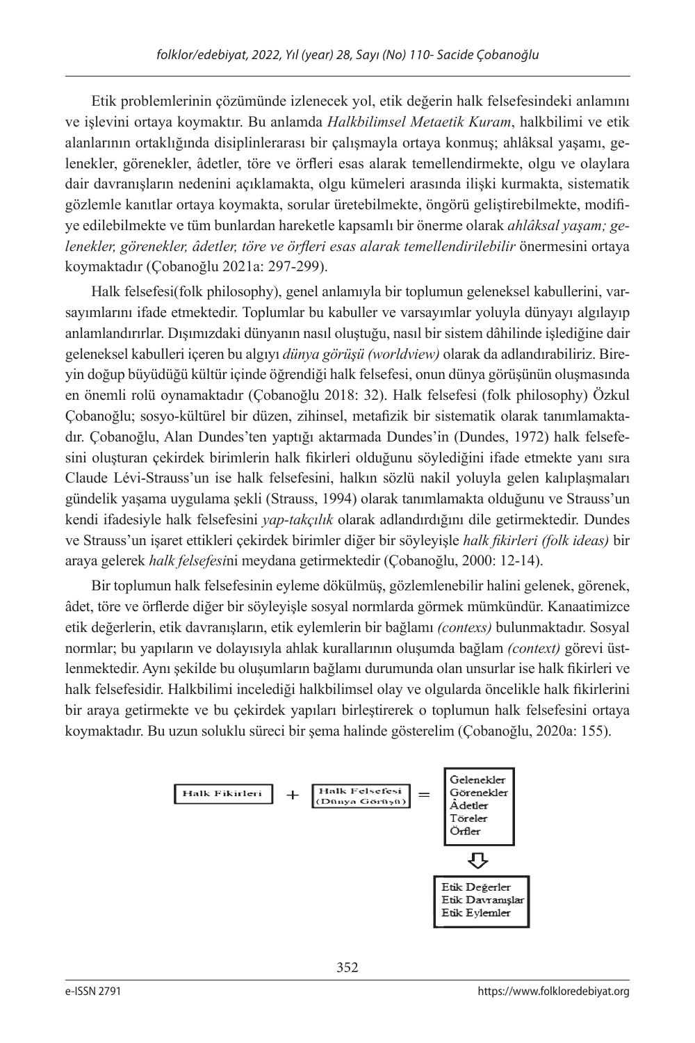Etik problemlerinin çözümünde izlenecek yol, etik değerin halk felsefesindeki anlamını ve işlevini ortaya koymaktır. Bu anlamda *Halkbilimsel Metaetik Kuram*, halkbilimi ve etik alanlarının ortaklığında disiplinlerarası bir çalışmayla ortaya konmuş; ahlâksal yaşamı, gelenekler, görenekler, âdetler, töre ve örfleri esas alarak temellendirmekte, olgu ve olaylara dair davranışların nedenini açıklamakta, olgu kümeleri arasında ilişki kurmakta, sistematik gözlemle kanıtlar ortaya koymakta, sorular üretebilmekte, öngörü geliştirebilmekte, modifiye edilebilmekte ve tüm bunlardan hareketle kapsamlı bir önerme olarak *ahlâksal yaşam; gelenekler, görenekler, âdetler, töre ve örfleri esas alarak temellendirilebilir* önermesini ortaya koymaktadır (Çobanoğlu 2021a: 297-299).

Halk felsefesi(folk philosophy), genel anlamıyla bir toplumun geleneksel kabullerini, varsayımlarını ifade etmektedir. Toplumlar bu kabuller ve varsayımlar yoluyla dünyayı algılayıp anlamlandırırlar. Dışımızdaki dünyanın nasıl oluştuğu, nasıl bir sistem dâhilinde işlediğine dair geleneksel kabulleri içeren bu algıyı *dünya görüşü (worldview)* olarak da adlandırabiliriz. Bireyin doğup büyüdüğü kültür içinde öğrendiği halk felsefesi, onun dünya görüşünün oluşmasında en önemli rolü oynamaktadır (Çobanoğlu 2018: 32). Halk felsefesi (folk philosophy) Özkul Çobanoğlu; sosyo-kültürel bir düzen, zihinsel, metafizik bir sistematik olarak tanımlamaktadır. Çobanoğlu, Alan Dundes'ten yaptığı aktarmada Dundes'in (Dundes, 1972) halk felsefesini oluşturan çekirdek birimlerin halk fikirleri olduğunu söylediğini ifade etmekte yanı sıra Claude Lévi-Strauss'un ise halk felsefesini, halkın sözlü nakil yoluyla gelen kalıplaşmaları gündelik yaşama uygulama şekli (Strauss, 1994) olarak tanımlamakta olduğunu ve Strauss'un kendi ifadesiyle halk felsefesini *yap-takçılık* olarak adlandırdığını dile getirmektedir. Dundes ve Strauss'un işaret ettikleri çekirdek birimler diğer bir söyleyişle *halk fikirleri (folk ideas)* bir araya gelerek *halk felsefesi*ni meydana getirmektedir (Çobanoğlu, 2000: 12-14).

Bir toplumun halk felsefesinin eyleme dökülmüş, gözlemlenebilir halini gelenek, görenek, âdet, töre ve örflerde diğer bir söyleyişle sosyal normlarda görmek mümkündür. Kanaatimizce etik değerlerin, etik davranışların, etik eylemlerin bir bağlamı *(contexs)* bulunmaktadır. Sosyal normlar; bu yapıların ve dolayısıyla ahlak kurallarının oluşumda bağlam *(context)* görevi üstlenmektedir. Aynı şekilde bu oluşumların bağlamı durumunda olan unsurlar ise halk fikirleri ve halk felsefesidir. Halkbilimi incelediği halkbilimsel olay ve olgularda öncelikle halk fikirlerini bir araya getirmekte ve bu çekirdek yapıları birleştirerek o toplumun halk felsefesini ortaya koymaktadır. Bu uzun soluklu süreci bir şema halinde gösterelim (Çobanoğlu, 2020a: 155).

Halk Fikirleri + Halk Felsefesi (Dünya Görüşü) = Gelenekler, Görenekler, Âdetler, Töreler, Örfler

⇩

Etik Değerler, Etik Davranışlar, Etik Eylemler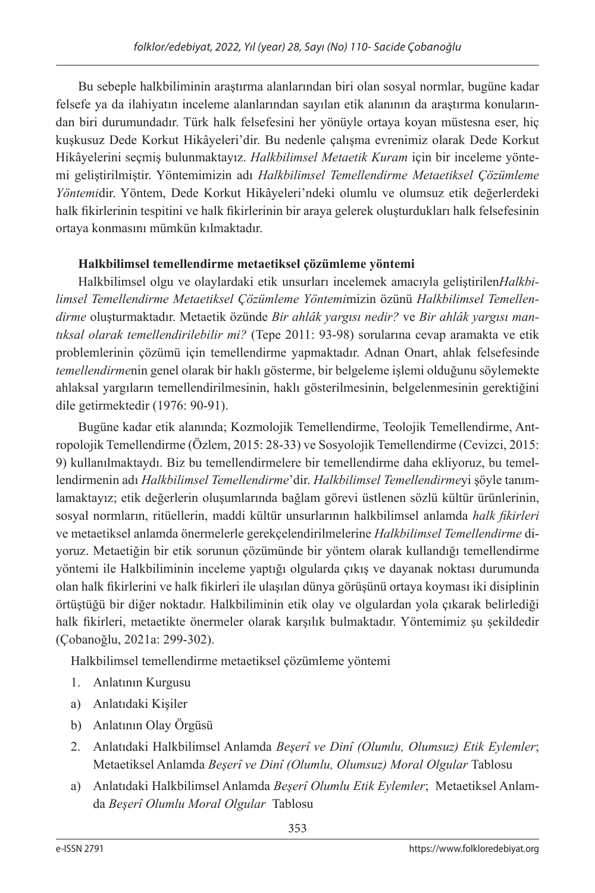Bu sebeple halkbiliminin araştırma alanlarından biri olan sosyal normlar, bugüne kadar felsefe ya da ilahiyatın inceleme alanlarından sayılan etik alanının da araştırma konularından biri durumundadır. Türk halk felsefesini her yönüyle ortaya koyan müstesna eser, hiç kuşkusuz Dede Korkut Hikâyeleri'dir. Bu nedenle çalışma evrenimiz olarak Dede Korkut Hikâyelerini seçmiş bulunmaktayız. *Halkbilimsel Metaetik Kuram* için bir inceleme yöntemi geliştirilmiştir. Yöntemimizin adı *Halkbilimsel Temellendirme Metaetiksel Çözümleme Yöntemi*dir. Yöntem, Dede Korkut Hikâyeleri'ndeki olumlu ve olumsuz etik değerlerdeki halk fikirlerinin tespitini ve halk fikirlerinin bir araya gelerek oluşturdukları halk felsefesinin ortaya konmasını mümkün kılmaktadır.

**Halkbilimsel temellendirme metaetiksel çözümleme yöntemi**

Halkbilimsel olgu ve olaylardaki etik unsurları incelemek amacıyla geliştirilen*Halkbilimsel Temellendirme Metaetiksel Çözümleme Yöntemi*mizin özünü *Halkbilimsel Temellendirme* oluşturmaktadır. Metaetik özünde *Bir ahlâk yargısı nedir?* ve *Bir ahlâk yargısı mantıksal olarak temellendirilebilir mi?* (Tepe 2011: 93-98) sorularına cevap aramakta ve etik problemlerinin çözümü için temellendirme yapmaktadır. Adnan Onart, ahlak felsefesinde *temellendirme*nin genel olarak bir haklı gösterme, bir belgeleme işlemi olduğunu söylemekte ahlaksal yargıların temellendirilmesinin, haklı gösterilmesinin, belgelenmesinin gerektiğini dile getirmektedir (1976: 90-91).

Bugüne kadar etik alanında; Kozmolojik Temellendirme, Teolojik Temellendirme, Antropolojik Temellendirme (Özlem, 2015: 28-33) ve Sosyolojik Temellendirme (Cevizci, 2015: 9) kullanılmaktaydı. Biz bu temellendirmelere bir temellendirme daha ekliyoruz, bu temellendirmenin adı *Halkbilimsel Temellendirme*'dir. *Halkbilimsel Temellendirme*yi şöyle tanımlamaktayız; etik değerlerin oluşumlarında bağlam görevi üstlenen sözlü kültür ürünlerinin, sosyal normların, ritüellerin, maddi kültür unsurlarının halkbilimsel anlamda *halk fikirleri* ve metaetiksel anlamda önermelerle gerekçelendirilmelerine *Halkbilimsel Temellendirme* diyoruz. Metaetiğin bir etik sorunun çözümünde bir yöntem olarak kullandığı temellendirme yöntemi ile Halkbiliminin inceleme yaptığı olgularda çıkış ve dayanak noktası durumunda olan halk fikirlerini ve halk fikirleri ile ulaşılan dünya görüşünü ortaya koyması iki disiplinin örtüştüğü bir diğer noktadır. Halkbiliminin etik olay ve olgulardan yola çıkarak belirlediği halk fikirleri, metaetikte önermeler olarak karşılık bulmaktadır. Yöntemimiz şu şekildedir (Çobanoğlu, 2021a: 299-302).

Halkbilimsel temellendirme metaetiksel çözümleme yöntemi

1. Anlatının Kurgusu
   a) Anlatıdaki Kişiler
   b) Anlatının Olay Örgüsü
2. Anlatıdaki Halkbilimsel Anlamda *Beşerî ve Dinî (Olumlu, Olumsuz) Etik Eylemler*; Metaetiksel Anlamda *Beşerî ve Dinî (Olumlu, Olumsuz) Moral Olgular* Tablosu
   a) Anlatıdaki Halkbilimsel Anlamda *Beşerî Olumlu Etik Eylemler*; Metaetiksel Anlamda *Beşerî Olumlu Moral Olgular* Tablosu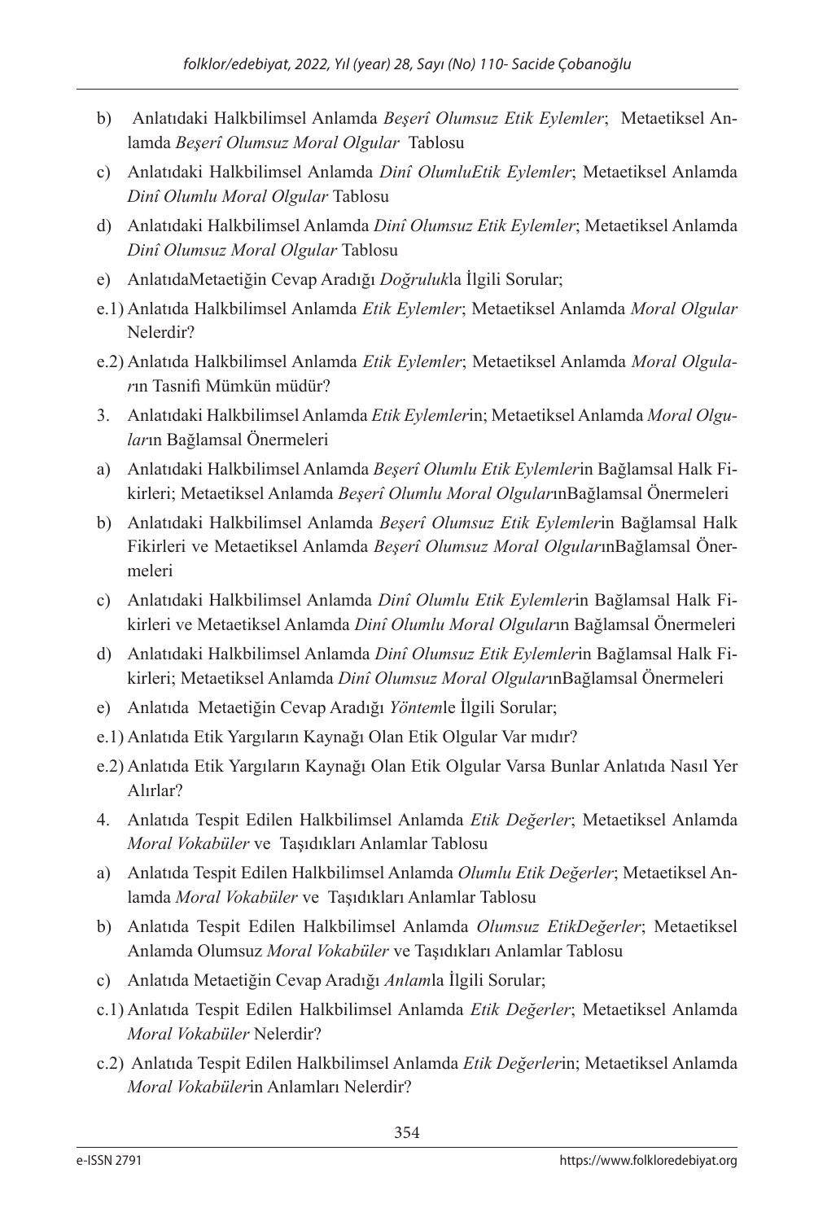b) Anlatıdaki Halkbilimsel Anlamda *Beşerî Olumsuz Etik Eylemler*; Metaetiksel Anlamda *Beşerî Olumsuz Moral Olgular* Tablosu

c) Anlatıdaki Halkbilimsel Anlamda *Dinî OlumluEtik Eylemler*; Metaetiksel Anlamda *Dinî Olumlu Moral Olgular* Tablosu

d) Anlatıdaki Halkbilimsel Anlamda *Dinî Olumsuz Etik Eylemler*; Metaetiksel Anlamda *Dinî Olumsuz Moral Olgular* Tablosu

e) AnlatıdaMetaetiğin Cevap Aradığı *Doğruluk*la İlgili Sorular;

e.1) Anlatıda Halkbilimsel Anlamda *Etik Eylemler*; Metaetiksel Anlamda *Moral Olgular* Nelerdir?

e.2) Anlatıda Halkbilimsel Anlamda *Etik Eylemler*; Metaetiksel Anlamda *Moral Olgular*ın Tasnifi Mümkün müdür?

3. Anlatıdaki Halkbilimsel Anlamda *Etik Eylemler*in; Metaetiksel Anlamda *Moral Olgular*ın Bağlamsal Önermeleri

a) Anlatıdaki Halkbilimsel Anlamda *Beşerî Olumlu Etik Eylemler*in Bağlamsal Halk Fikirleri; Metaetiksel Anlamda *Beşerî Olumlu Moral Olgular*ınBağlamsal Önermeleri

b) Anlatıdaki Halkbilimsel Anlamda *Beşerî Olumsuz Etik Eylemler*in Bağlamsal Halk Fikirleri ve Metaetiksel Anlamda *Beşerî Olumsuz Moral Olgular*ınBağlamsal Önermeleri

c) Anlatıdaki Halkbilimsel Anlamda *Dinî Olumlu Etik Eylemler*in Bağlamsal Halk Fikirleri ve Metaetiksel Anlamda *Dinî Olumlu Moral Olgular*ın Bağlamsal Önermeleri

d) Anlatıdaki Halkbilimsel Anlamda *Dinî Olumsuz Etik Eylemler*in Bağlamsal Halk Fikirleri; Metaetiksel Anlamda *Dinî Olumsuz Moral Olgular*ınBağlamsal Önermeleri

e) Anlatıda Metaetiğin Cevap Aradığı *Yöntem*le İlgili Sorular;

e.1) Anlatıda Etik Yargıların Kaynağı Olan Etik Olgular Var mıdır?

e.2) Anlatıda Etik Yargıların Kaynağı Olan Etik Olgular Varsa Bunlar Anlatıda Nasıl Yer Alırlar?

4. Anlatıda Tespit Edilen Halkbilimsel Anlamda *Etik Değerler*; Metaetiksel Anlamda *Moral Vokabüler* ve Taşıdıkları Anlamlar Tablosu

a) Anlatıda Tespit Edilen Halkbilimsel Anlamda *Olumlu Etik Değerler*; Metaetiksel Anlamda *Moral Vokabüler* ve Taşıdıkları Anlamlar Tablosu

b) Anlatıda Tespit Edilen Halkbilimsel Anlamda *Olumsuz EtikDeğerler*; Metaetiksel Anlamda Olumsuz *Moral Vokabüler* ve Taşıdıkları Anlamlar Tablosu

c) Anlatıda Metaetiğin Cevap Aradığı *Anlam*la İlgili Sorular;

c.1) Anlatıda Tespit Edilen Halkbilimsel Anlamda *Etik Değerler*; Metaetiksel Anlamda *Moral Vokabüler* Nelerdir?

c.2) Anlatıda Tespit Edilen Halkbilimsel Anlamda *Etik Değerler*in; Metaetiksel Anlamda *Moral Vokabüler*in Anlamları Nelerdir?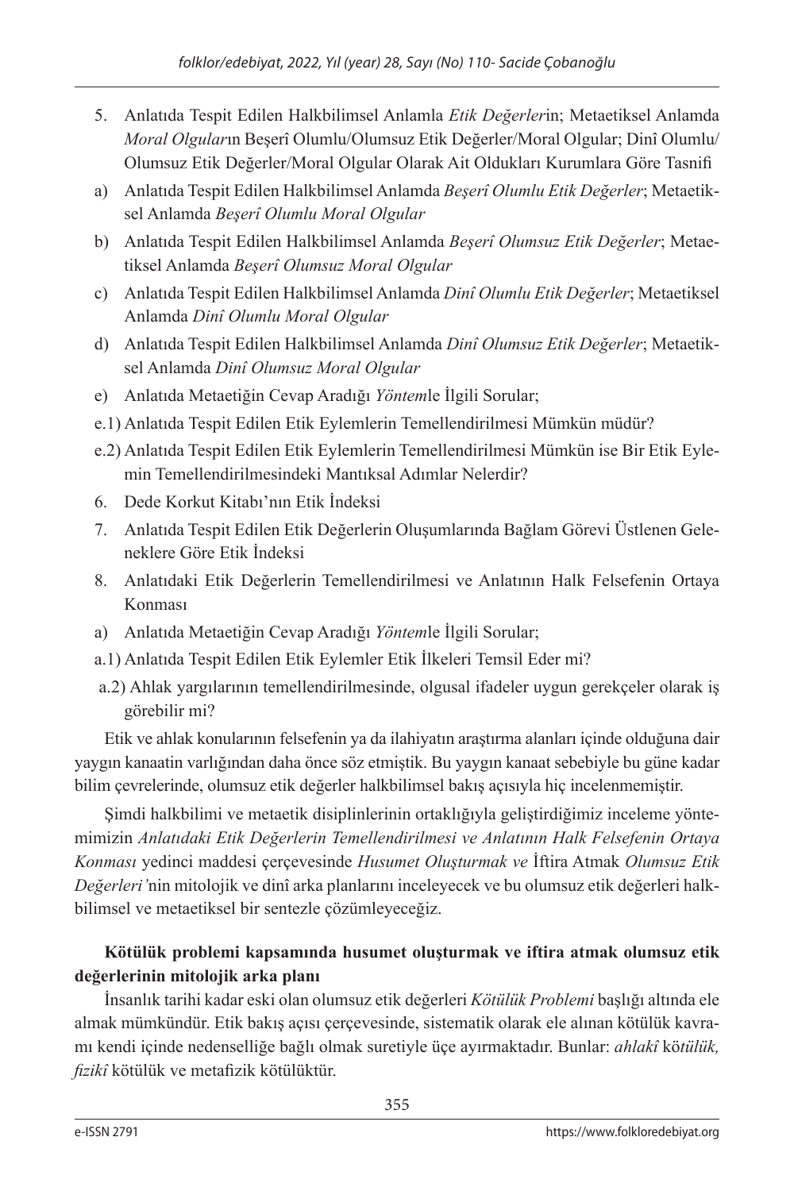5. Anlatıda Tespit Edilen Halkbilimsel Anlamla *Etik Değerler*in; Metaetiksel Anlamda *Moral Olgular*ın Beşerî Olumlu/Olumsuz Etik Değerler/Moral Olgular; Dinî Olumlu/ Olumsuz Etik Değerler/Moral Olgular Olarak Ait Oldukları Kurumlara Göre Tasnifi

a) Anlatıda Tespit Edilen Halkbilimsel Anlamda *Beşerî Olumlu Etik Değerler*; Metaetiksel Anlamda *Beşerî Olumlu Moral Olgular*

b) Anlatıda Tespit Edilen Halkbilimsel Anlamda *Beşerî Olumsuz Etik Değerler*; Metaetiksel Anlamda *Beşerî Olumsuz Moral Olgular*

c) Anlatıda Tespit Edilen Halkbilimsel Anlamda *Dinî Olumlu Etik Değerler*; Metaetiksel Anlamda *Dinî Olumlu Moral Olgular*

d) Anlatıda Tespit Edilen Halkbilimsel Anlamda *Dinî Olumsuz Etik Değerler*; Metaetiksel Anlamda *Dinî Olumsuz Moral Olgular*

e) Anlatıda Metaetiğin Cevap Aradığı *Yöntem*le İlgili Sorular;

e.1) Anlatıda Tespit Edilen Etik Eylemlerin Temellendirilmesi Mümkün müdür?

e.2) Anlatıda Tespit Edilen Etik Eylemlerin Temellendirilmesi Mümkün ise Bir Etik Eylemin Temellendirilmesindeki Mantıksal Adımlar Nelerdir?

6. Dede Korkut Kitabı'nın Etik İndeksi

7. Anlatıda Tespit Edilen Etik Değerlerin Oluşumlarında Bağlam Görevi Üstlenen Geleneklere Göre Etik İndeksi

8. Anlatıdaki Etik Değerlerin Temellendirilmesi ve Anlatının Halk Felsefenin Ortaya Konması

a) Anlatıda Metaetiğin Cevap Aradığı *Yöntem*le İlgili Sorular;

a.1) Anlatıda Tespit Edilen Etik Eylemler Etik İlkeleri Temsil Eder mi?

a.2) Ahlak yargılarının temellendirilmesinde, olgusal ifadeler uygun gerekçeler olarak iş görebilir mi?

Etik ve ahlak konularının felsefenin ya da ilahiyatın araştırma alanları içinde olduğuna dair yaygın kanaatin varlığından daha önce söz etmiştik. Bu yaygın kanaat sebebiyle bu güne kadar bilim çevrelerinde, olumsuz etik değerler halkbilimsel bakış açısıyla hiç incelenmemiştir.

Şimdi halkbilimi ve metaetik disiplinlerinin ortaklığıyla geliştirdiğimiz inceleme yöntemimizin *Anlatıdaki Etik Değerlerin Temellendirilmesi ve Anlatının Halk Felsefenin Ortaya Konması* yedinci maddesi çerçevesinde *Husumet Oluşturmak ve* İftira Atmak *Olumsuz Etik Değerleri'*nin mitolojik ve dinî arka planlarını inceleyecek ve bu olumsuz etik değerleri halkbilimsel ve metaetiksel bir sentezle çözümleyeceğiz.

## Kötülük problemi kapsamında husumet oluşturmak ve iftira atmak olumsuz etik değerlerinin mitolojik arka planı

İnsanlık tarihi kadar eski olan olumsuz etik değerleri *Kötülük Problemi* başlığı altında ele almak mümkündür. Etik bakış açısı çerçevesinde, sistematik olarak ele alınan kötülük kavramı kendi içinde nedenselliğe bağlı olmak suretiyle üçe ayırmaktadır. Bunlar: *ahlakî* k*ötülük, fizikî* kötülük ve metafizik kötülüktür.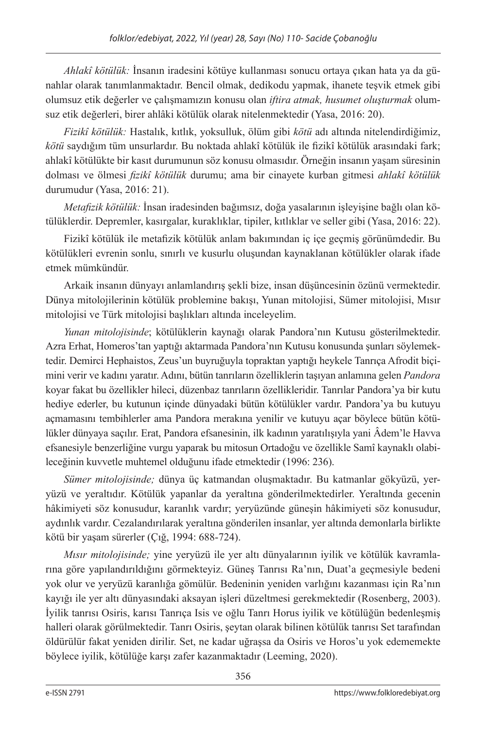*Ahlakî kötülük:* İnsanın iradesini kötüye kullanması sonucu ortaya çıkan hata ya da günahlar olarak tanımlanmaktadır. Bencil olmak, dedikodu yapmak, ihanete teşvik etmek gibi olumsuz etik değerler ve çalışmamızın konusu olan *iftira atmak, husumet oluşturmak* olumsuz etik değerleri, birer ahlâki kötülük olarak nitelenmektedir (Yasa, 2016: 20).

*Fizikî kötülük:* Hastalık, kıtlık, yoksulluk, ölüm gibi *kötü* adı altında nitelendirdiğimiz, *kötü* saydığım tüm unsurlardır. Bu noktada ahlakî kötülük ile fizikî kötülük arasındaki fark; ahlakî kötülükte bir kasıt durumunun söz konusu olmasıdır. Örneğin insanın yaşam süresinin dolması ve ölmesi *fizikî kötülük* durumu; ama bir cinayete kurban gitmesi *ahlakî kötülük* durumudur (Yasa, 2016: 21).

*Metafizik kötülük:* İnsan iradesinden bağımsız, doğa yasalarının işleyişine bağlı olan kötülüklerdir. Depremler, kasırgalar, kuraklıklar, tipiler, kıtlıklar ve seller gibi (Yasa, 2016: 22).

Fizikî kötülük ile metafizik kötülük anlam bakımından iç içe geçmiş görünümdedir. Bu kötülükleri evrenin sonlu, sınırlı ve kusurlu oluşundan kaynaklanan kötülükler olarak ifade etmek mümkündür.

Arkaik insanın dünyayı anlamlandırış şekli bize, insan düşüncesinin özünü vermektedir. Dünya mitolojilerinin kötülük problemine bakışı, Yunan mitolojisi, Sümer mitolojisi, Mısır mitolojisi ve Türk mitolojisi başlıkları altında inceleyelim.

*Yunan mitolojisinde*; kötülüklerin kaynağı olarak Pandora'nın Kutusu gösterilmektedir. Azra Erhat, Homeros'tan yaptığı aktarmada Pandora'nın Kutusu konusunda şunları söylemektedir. Demirci Hephaistos, Zeus'un buyruğuyla topraktan yaptığı heykele Tanrıça Afrodit biçimini verir ve kadını yaratır. Adını, bütün tanrıların özelliklerin taşıyan anlamına gelen *Pandora* koyar fakat bu özellikler hileci, düzenbaz tanrıların özellikleridir. Tanrılar Pandora'ya bir kutu hediye ederler, bu kutunun içinde dünyadaki bütün kötülükler vardır. Pandora'ya bu kutuyu açmamasını tembihlerler ama Pandora merakına yenilir ve kutuyu açar böylece bütün kötülükler dünyaya saçılır. Erat, Pandora efsanesinin, ilk kadının yaratılışıyla yani Âdem'le Havva efsanesiyle benzerliğine vurgu yaparak bu mitosun Ortadoğu ve özellikle Samî kaynaklı olabileceğinin kuvvetle muhtemel olduğunu ifade etmektedir (1996: 236).

*Sümer mitolojisinde;* dünya üç katmandan oluşmaktadır. Bu katmanlar gökyüzü, yeryüzü ve yeraltıdır. Kötülük yapanlar da yeraltına gönderilmektedirler. Yeraltında gecenin hâkimiyeti söz konusudur, karanlık vardır; yeryüzünde güneşin hâkimiyeti söz konusudur, aydınlık vardır. Cezalandırılarak yeraltına gönderilen insanlar, yer altında demonlarla birlikte kötü bir yaşam sürerler (Çığ, 1994: 688-724).

*Mısır mitolojisinde;* yine yeryüzü ile yer altı dünyalarının iyilik ve kötülük kavramlarına göre yapılandırıldığını görmekteyiz. Güneş Tanrısı Ra'nın, Duat'a geçmesiyle bedeni yok olur ve yeryüzü karanlığa gömülür. Bedeninin yeniden varlığını kazanması için Ra'nın kayığı ile yer altı dünyasındaki aksayan işleri düzeltmesi gerekmektedir (Rosenberg, 2003). İyilik tanrısı Osiris, karısı Tanrıça Isis ve oğlu Tanrı Horus iyilik ve kötülüğün bedenleşmiş halleri olarak görülmektedir. Tanrı Osiris, şeytan olarak bilinen kötülük tanrısı Set tarafından öldürülür fakat yeniden dirilir. Set, ne kadar uğraşsa da Osiris ve Horos'u yok edememekte böylece iyilik, kötülüğe karşı zafer kazanmaktadır (Leeming, 2020).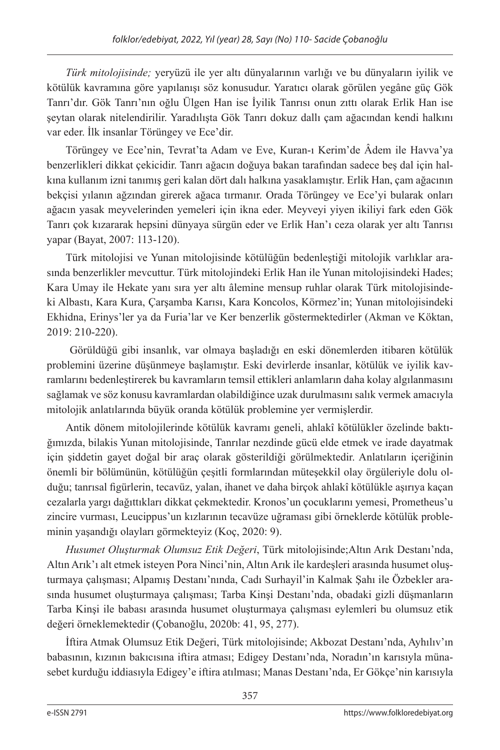*Türk mitolojisinde;* yeryüzü ile yer altı dünyalarının varlığı ve bu dünyaların iyilik ve kötülük kavramına göre yapılanışı söz konusudur. Yaratıcı olarak görülen yegâne güç Gök Tanrı'dır. Gök Tanrı'nın oğlu Ülgen Han ise İyilik Tanrısı onun zıttı olarak Erlik Han ise şeytan olarak nitelendirilir. Yaradılışta Gök Tanrı dokuz dallı çam ağacından kendi halkını var eder. İlk insanlar Törüngey ve Ece'dir.

Törüngey ve Ece'nin, Tevrat'ta Adam ve Eve, Kuran-ı Kerim'de Âdem ile Havva'ya benzerlikleri dikkat çekicidir. Tanrı ağacın doğuya bakan tarafından sadece beş dal için halkına kullanım izni tanımış geri kalan dört dalı halkına yasaklamıştır. Erlik Han, çam ağacının bekçisi yılanın ağzından girerek ağaca tırmanır. Orada Törüngey ve Ece'yi bularak onları ağacın yasak meyvelerinden yemeleri için ikna eder. Meyveyi yiyen ikiliyi fark eden Gök Tanrı çok kızararak hepsini dünyaya sürgün eder ve Erlik Han'ı ceza olarak yer altı Tanrısı yapar (Bayat, 2007: 113-120).

Türk mitolojisi ve Yunan mitolojisinde kötülüğün bedenleştiği mitolojik varlıklar arasında benzerlikler mevcuttur. Türk mitolojindeki Erlik Han ile Yunan mitolojisindeki Hades; Kara Umay ile Hekate yanı sıra yer altı âlemine mensup ruhlar olarak Türk mitolojisindeki Albastı, Kara Kura, Çarşamba Karısı, Kara Koncolos, Körmez'in; Yunan mitolojisindeki Ekhidna, Erinys'ler ya da Furia'lar ve Ker benzerlik göstermektedirler (Akman ve Köktan, 2019: 210-220).

Görüldüğü gibi insanlık, var olmaya başladığı en eski dönemlerden itibaren kötülük problemini üzerine düşünmeye başlamıştır. Eski devirlerde insanlar, kötülük ve iyilik kavramlarını bedenleştirerek bu kavramların temsil ettikleri anlamların daha kolay algılanmasını sağlamak ve söz konusu kavramlardan olabildiğince uzak durulmasını salık vermek amacıyla mitolojik anlatılarında büyük oranda kötülük problemine yer vermişlerdir.

Antik dönem mitolojilerinde kötülük kavramı geneli, ahlakî kötülükler özelinde baktığımızda, bilakis Yunan mitolojisinde, Tanrılar nezdinde gücü elde etmek ve irade dayatmak için şiddetin gayet doğal bir araç olarak gösterildiği görülmektedir. Anlatıların içeriğinin önemli bir bölümünün, kötülüğün çeşitli formlarından müteşekkil olay örgüleriyle dolu olduğu; tanrısal figürlerin, tecavüz, yalan, ihanet ve daha birçok ahlakî kötülükle aşırıya kaçan cezalarla yargı dağıttıkları dikkat çekmektedir. Kronos'un çocuklarını yemesi, Prometheus'u zincire vurması, Leucippus'un kızlarının tecavüze uğraması gibi örneklerde kötülük probleminin yaşandığı olayları görmekteyiz (Koç, 2020: 9).

*Husumet Oluşturmak Olumsuz Etik Değeri*, Türk mitolojisinde;Altın Arık Destanı'nda, Altın Arık'ı alt etmek isteyen Pora Ninci'nin, Altın Arık ile kardeşleri arasında husumet oluşturmaya çalışması; Alpamış Destanı'nında, Cadı Surhayil'in Kalmak Şahı ile Özbekler arasında husumet oluşturmaya çalışması; Tarba Kinşi Destanı'nda, obadaki gizli düşmanların Tarba Kinşi ile babası arasında husumet oluşturmaya çalışması eylemleri bu olumsuz etik değeri örneklemektedir (Çobanoğlu, 2020b: 41, 95, 277).

İftira Atmak Olumsuz Etik Değeri, Türk mitolojisinde; Akbozat Destanı'nda, Ayhılıv'ın babasının, kızının bakıcısına iftira atması; Edigey Destanı'nda, Noradın'ın karısıyla münasebet kurduğu iddiasıyla Edigey'e iftira atılması; Manas Destanı'nda, Er Gökçe'nin karısıyla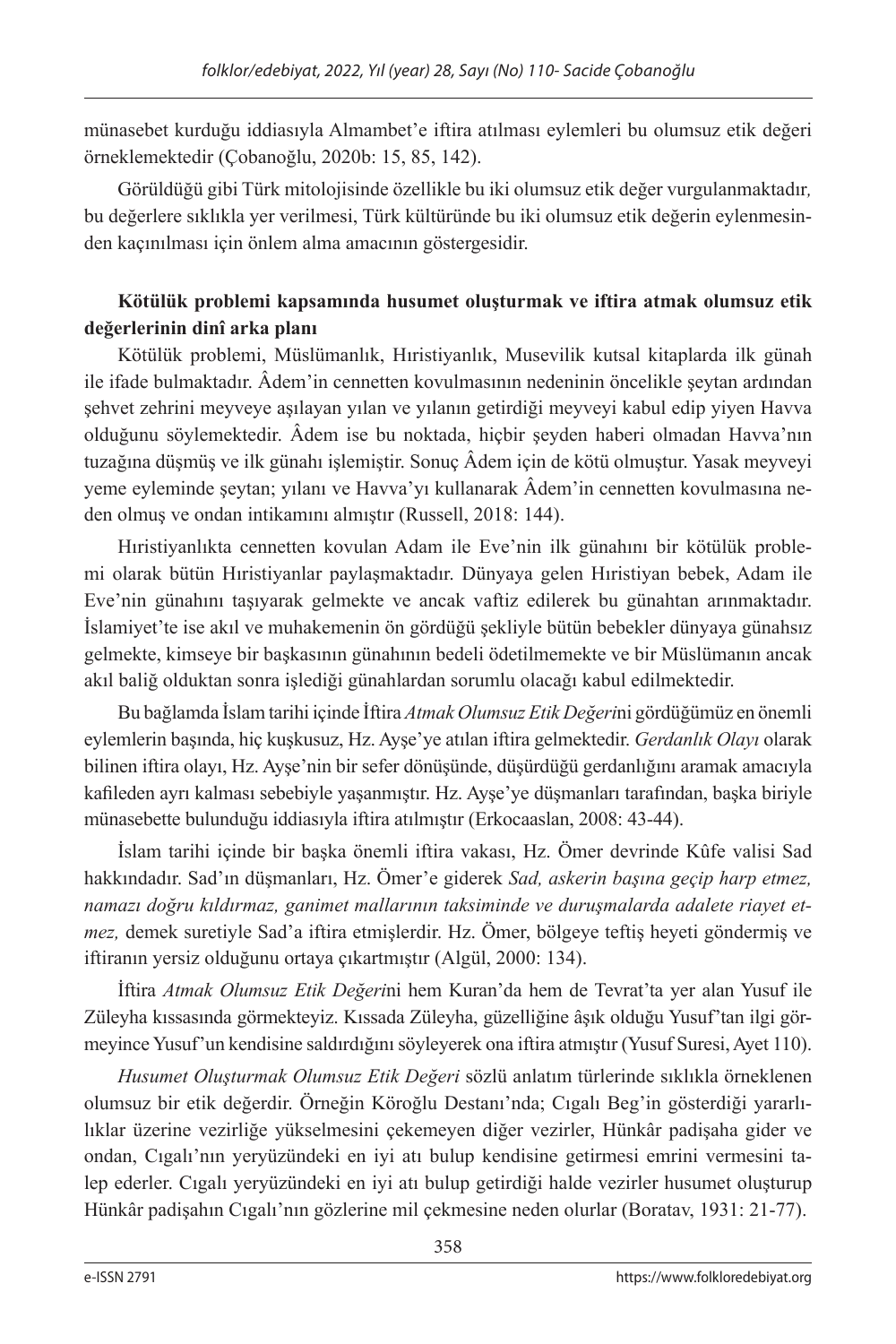münasebet kurduğu iddiasıyla Almambet'e iftira atılması eylemleri bu olumsuz etik değeri örneklemektedir (Çobanoğlu, 2020b: 15, 85, 142).

Görüldüğü gibi Türk mitolojisinde özellikle bu iki olumsuz etik değer vurgulanmaktadır, bu değerlere sıklıkla yer verilmesi, Türk kültüründe bu iki olumsuz etik değerin eylenmesinden kaçınılması için önlem alma amacının göstergesidir.

**Kötülük problemi kapsamında husumet oluşturmak ve iftira atmak olumsuz etik değerlerinin dinî arka planı**

Kötülük problemi, Müslümanlık, Hıristiyanlık, Musevilik kutsal kitaplarda ilk günah ile ifade bulmaktadır. Âdem'in cennetten kovulmasının nedeninin öncelikle şeytan ardından şehvet zehrini meyveye aşılayan yılan ve yılanın getirdiği meyveyi kabul edip yiyen Havva olduğunu söylemektedir. Âdem ise bu noktada, hiçbir şeyden haberi olmadan Havva'nın tuzağına düşmüş ve ilk günahı işlemiştir. Sonuç Âdem için de kötü olmuştur. Yasak meyveyi yeme eyleminde şeytan; yılanı ve Havva'yı kullanarak Âdem'in cennetten kovulmasına neden olmuş ve ondan intikamını almıştır (Russell, 2018: 144).

Hıristiyanlıkta cennetten kovulan Adam ile Eve'nin ilk günahını bir kötülük problemi olarak bütün Hıristiyanlar paylaşmaktadır. Dünyaya gelen Hıristiyan bebek, Adam ile Eve'nin günahını taşıyarak gelmekte ve ancak vaftiz edilerek bu günahtan arınmaktadır. İslamiyet'te ise akıl ve muhakemenin ön gördüğü şekliyle bütün bebekler dünyaya günahsız gelmekte, kimseye bir başkasının günahının bedeli ödetilmemekte ve bir Müslümanın ancak akıl baliğ olduktan sonra işlediği günahlardan sorumlu olacağı kabul edilmektedir.

Bu bağlamda İslam tarihi içinde İftira *Atmak Olumsuz Etik Değeri*ni gördüğümüz en önemli eylemlerin başında, hiç kuşkusuz, Hz. Ayşe'ye atılan iftira gelmektedir. *Gerdanlık Olayı* olarak bilinen iftira olayı, Hz. Ayşe'nin bir sefer dönüşünde, düşürdüğü gerdanlığını aramak amacıyla kafileden ayrı kalması sebebiyle yaşanmıştır. Hz. Ayşe'ye düşmanları tarafından, başka biriyle münasebette bulunduğu iddiasıyla iftira atılmıştır (Erkocaaslan, 2008: 43-44).

İslam tarihi içinde bir başka önemli iftira vakası, Hz. Ömer devrinde Kûfe valisi Sad hakkındadır. Sad'ın düşmanları, Hz. Ömer'e giderek *Sad, askerin başına geçip harp etmez, namazı doğru kıldırmaz, ganimet mallarının taksiminde ve duruşmalarda adalete riayet etmez,* demek suretiyle Sad'a iftira etmişlerdir. Hz. Ömer, bölgeye teftiş heyeti göndermiş ve iftiranın yersiz olduğunu ortaya çıkartmıştır (Algül, 2000: 134).

İftira *Atmak Olumsuz Etik Değeri*ni hem Kuran'da hem de Tevrat'ta yer alan Yusuf ile Züleyha kıssasında görmekteyiz. Kıssada Züleyha, güzelliğine âşık olduğu Yusuf'tan ilgi göremeyince Yusuf'un kendisine saldırdığını söyleyerek ona iftira atmıştır (Yusuf Suresi, Ayet 110).

*Husumet Oluşturmak Olumsuz Etik Değeri* sözlü anlatım türlerinde sıklıkla örneklenen olumsuz bir etik değerdir. Örneğin Köroğlu Destanı'nda; Cıgalı Beg'in gösterdiği yararlılıklar üzerine vezirliğe yükselmesini çekemeyen diğer vezirler, Hünkâr padişaha gider ve ondan, Cıgalı'nın yeryüzündeki en iyi atı bulup kendisine getirmesi emrini vermesini talep ederler. Cıgalı yeryüzündeki en iyi atı bulup getirdiği halde vezirler husumet oluşturup Hünkâr padişahın Cıgalı'nın gözlerine mil çekmesine neden olurlar (Boratav, 1931: 21-77).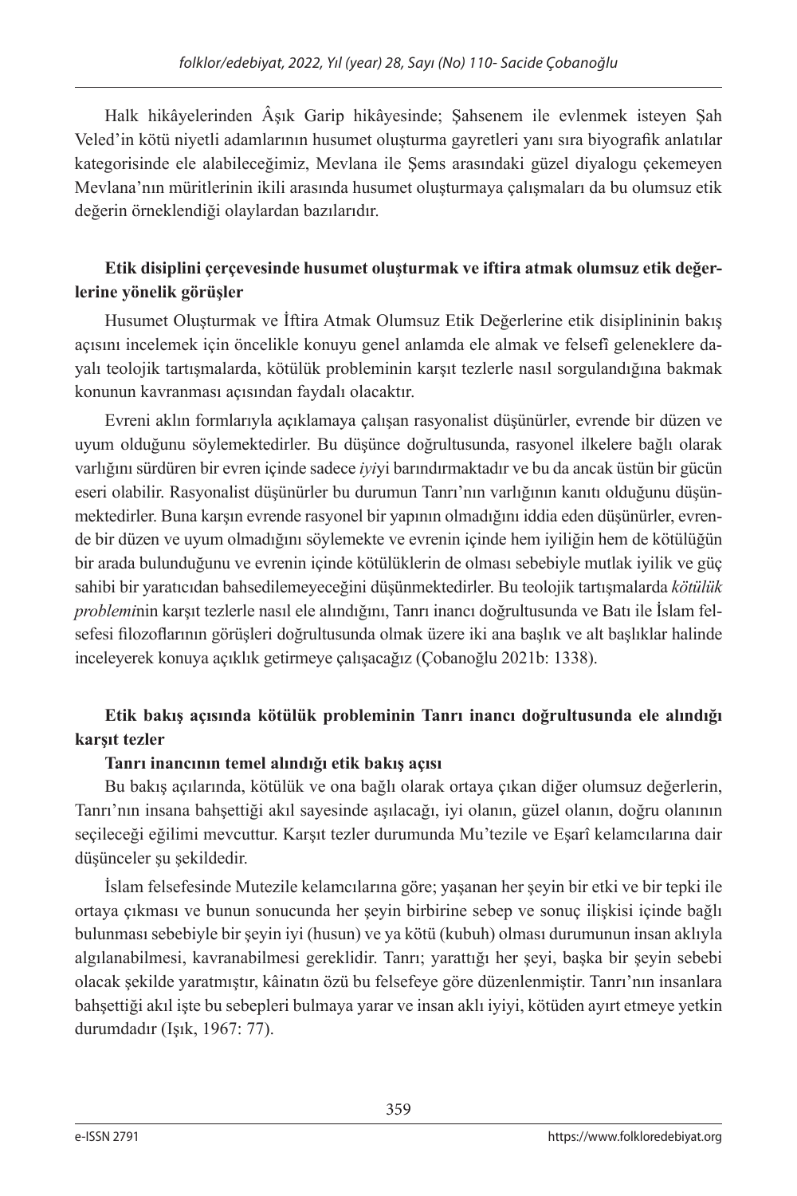Halk hikâyelerinden Âşık Garip hikâyesinde; Şahsenem ile evlenmek isteyen Şah Veled'in kötü niyetli adamlarının husumet oluşturma gayretleri yanı sıra biyografik anlatılar kategorisinde ele alabileceğimiz, Mevlana ile Şems arasındaki güzel diyalogu çekemeyen Mevlana'nın müritlerinin ikili arasında husumet oluşturmaya çalışmaları da bu olumsuz etik değerin örneklendiği olaylardan bazılarıdır.

**Etik disiplini çerçevesinde husumet oluşturmak ve iftira atmak olumsuz etik değerlerine yönelik görüşler**

Husumet Oluşturmak ve İftira Atmak Olumsuz Etik Değerlerine etik disiplininin bakış açısını incelemek için öncelikle konuyu genel anlamda ele almak ve felsefî geleneklere dayalı teolojik tartışmalarda, kötülük probleminin karşıt tezlerle nasıl sorgulandığına bakmak konunun kavranması açısından faydalı olacaktır.

Evreni aklın formlarıyla açıklamaya çalışan rasyonalist düşünürler, evrende bir düzen ve uyum olduğunu söylemektedirler. Bu düşünce doğrultusunda, rasyonel ilkelere bağlı olarak varlığını sürdüren bir evren içinde sadece *iyi*yi barındırmaktadır ve bu da ancak üstün bir gücün eseri olabilir. Rasyonalist düşünürler bu durumun Tanrı'nın varlığının kanıtı olduğunu düşünmektedirler. Buna karşın evrende rasyonel bir yapının olmadığını iddia eden düşünürler, evrende bir düzen ve uyum olmadığını söylemekte ve evrenin içinde hem iyiliğin hem de kötülüğün bir arada bulunduğunu ve evrenin içinde kötülüklerin de olması sebebiyle mutlak iyilik ve güç sahibi bir yaratıcıdan bahsedilemeyeceğini düşünmektedirler. Bu teolojik tartışmalarda *kötülük problemi*nin karşıt tezlerle nasıl ele alındığını, Tanrı inancı doğrultusunda ve Batı ile İslam felsefesi filozoflarının görüşleri doğrultusunda olmak üzere iki ana başlık ve alt başlıklar halinde inceleyerek konuya açıklık getirmeye çalışacağız (Çobanoğlu 2021b: 1338).

**Etik bakış açısında kötülük probleminin Tanrı inancı doğrultusunda ele alındığı karşıt tezler**

**Tanrı inancının temel alındığı etik bakış açısı**

Bu bakış açılarında, kötülük ve ona bağlı olarak ortaya çıkan diğer olumsuz değerlerin, Tanrı'nın insana bahşettiği akıl sayesinde aşılacağı, iyi olanın, güzel olanın, doğru olanının seçileceği eğilimi mevcuttur. Karşıt tezler durumunda Mu'tezile ve Eşarî kelamcılarına dair düşünceler şu şekildedir.

İslam felsefesinde Mutezile kelamcılarına göre; yaşanan her şeyin bir etki ve bir tepki ile ortaya çıkması ve bunun sonucunda her şeyin birbirine sebep ve sonuç ilişkisi içinde bağlı bulunması sebebiyle bir şeyin iyi (husun) ve ya kötü (kubuh) olması durumunun insan aklıyla algılanabilmesi, kavranabilmesi gereklidir. Tanrı; yarattığı her şeyi, başka bir şeyin sebebi olacak şekilde yaratmıştır, kâinatın özü bu felsefeye göre düzenlenmiştir. Tanrı'nın insanlara bahşettiği akıl işte bu sebepleri bulmaya yarar ve insan aklı iyiyi, kötüden ayırt etmeye yetkin durumdadır (Işık, 1967: 77).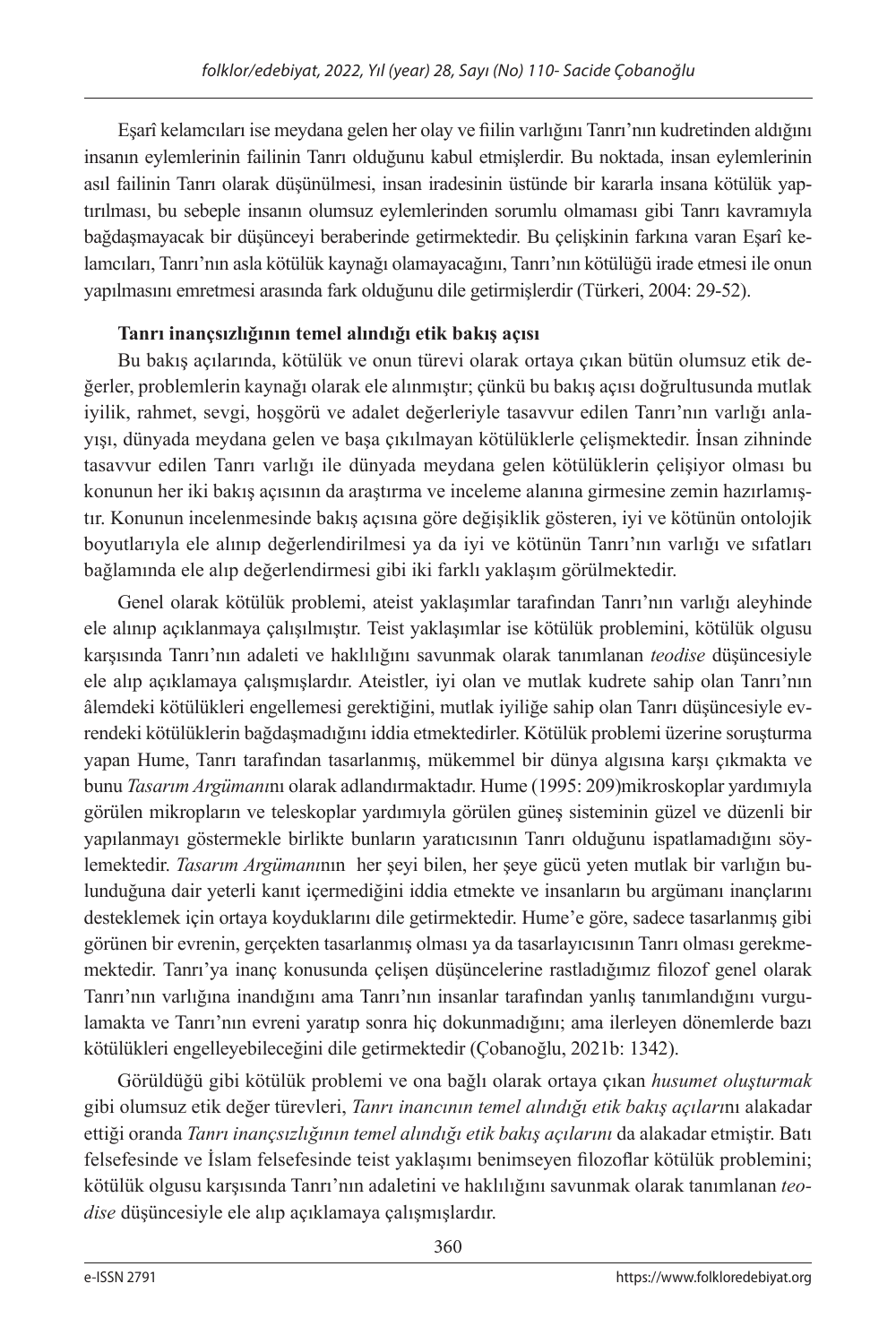Eşarî kelamcıları ise meydana gelen her olay ve fiilin varlığını Tanrı'nın kudretinden aldığını insanın eylemlerinin failinin Tanrı olduğunu kabul etmişlerdir. Bu noktada, insan eylemlerinin asıl failinin Tanrı olarak düşünülmesi, insan iradesinin üstünde bir kararla insana kötülük yaptırılması, bu sebeple insanın olumsuz eylemlerinden sorumlu olmaması gibi Tanrı kavramıyla bağdaşmayacak bir düşünceyi beraberinde getirmektedir. Bu çelişkinin farkına varan Eşarî kelamcıları, Tanrı'nın asla kötülük kaynağı olamayacağını, Tanrı'nın kötülüğü irade etmesi ile onun yapılmasını emretmesi arasında fark olduğunu dile getirmişlerdir (Türkeri, 2004: 29-52).

**Tanrı inançsızlığının temel alındığı etik bakış açısı**

Bu bakış açılarında, kötülük ve onun türevi olarak ortaya çıkan bütün olumsuz etik değerler, problemlerin kaynağı olarak ele alınmıştır; çünkü bu bakış açısı doğrultusunda mutlak iyilik, rahmet, sevgi, hoşgörü ve adalet değerleriyle tasavvur edilen Tanrı'nın varlığı anlayışı, dünyada meydana gelen ve başa çıkılmayan kötülüklerle çelişmektedir. İnsan zihninde tasavvur edilen Tanrı varlığı ile dünyada meydana gelen kötülüklerin çelişiyor olması bu konunun her iki bakış açısının da araştırma ve inceleme alanına girmesine zemin hazırlamıştır. Konunun incelenmesinde bakış açısına göre değişiklik gösteren, iyi ve kötünün ontolojik boyutlarıyla ele alınıp değerlendirilmesi ya da iyi ve kötünün Tanrı'nın varlığı ve sıfatları bağlamında ele alıp değerlendirmesi gibi iki farklı yaklaşım görülmektedir.

Genel olarak kötülük problemi, ateist yaklaşımlar tarafından Tanrı'nın varlığı aleyhinde ele alınıp açıklanmaya çalışılmıştır. Teist yaklaşımlar ise kötülük problemini, kötülük olgusu karşısında Tanrı'nın adaleti ve haklılığını savunmak olarak tanımlanan *teodise* düşüncesiyle ele alıp açıklamaya çalışmışlardır. Ateistler, iyi olan ve mutlak kudrete sahip olan Tanrı'nın âlemdeki kötülükleri engellemesi gerektiğini, mutlak iyiliğe sahip olan Tanrı düşüncesiyle evrendeki kötülüklerin bağdaşmadığını iddia etmektedirler. Kötülük problemi üzerine soruşturma yapan Hume, Tanrı tarafından tasarlanmış, mükemmel bir dünya algısına karşı çıkmakta ve bunu *Tasarım Argümanı*nı olarak adlandırmaktadır. Hume (1995: 209)mikroskoplar yardımıyla görülen mikropların ve teleskoplar yardımıyla görülen güneş sisteminin güzel ve düzenli bir yapılanmayı göstermekle birlikte bunların yaratıcısının Tanrı olduğunu ispatlamadığını söylemektedir. *Tasarım Argümanı*nın her şeyi bilen, her şeye gücü yeten mutlak bir varlığın bulunduğuna dair yeterli kanıt içermediğini iddia etmekte ve insanların bu argümanı inançlarını desteklemek için ortaya koyduklarını dile getirmektedir. Hume'e göre, sadece tasarlanmış gibi görünen bir evrenin, gerçekten tasarlanmış olması ya da tasarlayıcısının Tanrı olması gerekmemektedir. Tanrı'ya inanç konusunda çelişen düşüncelerine rastladığımız filozof genel olarak Tanrı'nın varlığına inandığını ama Tanrı'nın insanlar tarafından yanlış tanımlandığını vurgulamakta ve Tanrı'nın evreni yaratıp sonra hiç dokunmadığını; ama ilerleyen dönemlerde bazı kötülükleri engelleyebileceğini dile getirmektedir (Çobanoğlu, 2021b: 1342).

Görüldüğü gibi kötülük problemi ve ona bağlı olarak ortaya çıkan *husumet oluşturmak* gibi olumsuz etik değer türevleri, *Tanrı inancının temel alındığı etik bakış açıları*nı alakadar ettiği oranda *Tanrı inançsızlığının temel alındığı etik bakış açılarını* da alakadar etmiştir. Batı felsefesinde ve İslam felsefesinde teist yaklaşımı benimseyen filozoflar kötülük problemini; kötülük olgusu karşısında Tanrı'nın adaletini ve haklılığını savunmak olarak tanımlanan *teodise* düşüncesiyle ele alıp açıklamaya çalışmışlardır.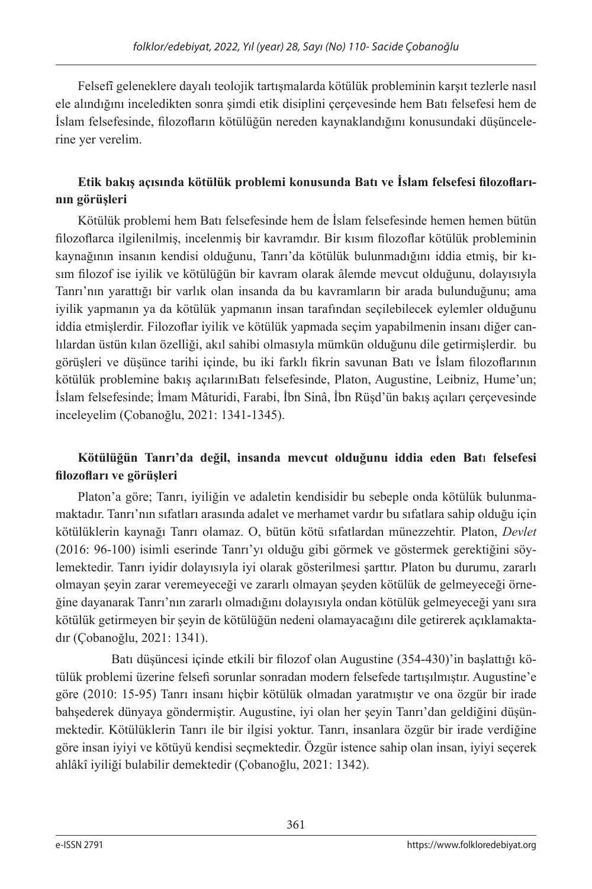Felsefî geleneklere dayalı teolojik tartışmalarda kötülük probleminin karşıt tezlerle nasıl ele alındığını inceledikten sonra şimdi etik disiplini çerçevesinde hem Batı felsefesi hem de İslam felsefesinde, filozofların kötülüğün nereden kaynaklandığını konusundaki düşüncelerine yer verelim.

## Etik bakış açısında kötülük problemi konusunda Batı ve İslam felsefesi filozoflarının görüşleri

Kötülük problemi hem Batı felsefesinde hem de İslam felsefesinde hemen hemen bütün filozoflarca ilgilenilmiş, incelenmiş bir kavramdır. Bir kısım filozoflar kötülük probleminin kaynağının insanın kendisi olduğunu, Tanrı'da kötülük bulunmadığını iddia etmiş, bir kısım filozof ise iyilik ve kötülüğün bir kavram olarak âlemde mevcut olduğunu, dolayısıyla Tanrı'nın yarattığı bir varlık olan insanda da bu kavramların bir arada bulunduğunu; ama iyilik yapmanın ya da kötülük yapmanın insan tarafından seçilebilecek eylemler olduğunu iddia etmişlerdir. Filozoflar iyilik ve kötülük yapmada seçim yapabilmenin insanı diğer canlılardan üstün kılan özelliği, akıl sahibi olmasıyla mümkün olduğunu dile getirmişlerdir. bu görüşleri ve düşünce tarihi içinde, bu iki farklı fikrin savunan Batı ve İslam filozoflarının kötülük problemine bakış açılarınıBatı felsefesinde, Platon, Augustine, Leibniz, Hume'un; İslam felsefesinde; İmam Mâturidi, Farabi, İbn Sinâ, İbn Rüşd'ün bakış açıları çerçevesinde inceleyelim (Çobanoğlu, 2021: 1341-1345).

## Kötülüğün Tanrı'da değil, insanda mevcut olduğunu iddia eden Batı felsefesi filozofları ve görüşleri

Platon'a göre; Tanrı, iyiliğin ve adaletin kendisidir bu sebeple onda kötülük bulunmamaktadır. Tanrı'nın sıfatları arasında adalet ve merhamet vardır bu sıfatlara sahip olduğu için kötülüklerin kaynağı Tanrı olamaz. O, bütün kötü sıfatlardan münezzehtir. Platon, *Devlet* (2016: 96-100) isimli eserinde Tanrı'yı olduğu gibi görmek ve göstermek gerektiğini söylemektedir. Tanrı iyidir dolayısıyla iyi olarak gösterilmesi şarttır. Platon bu durumu, zararlı olmayan şeyin zarar veremeyeceği ve zararlı olmayan şeyden kötülük de gelmeyeceği örneğine dayanarak Tanrı'nın zararlı olmadığını dolayısıyla ondan kötülük gelmeyeceği yanı sıra kötülük getirmeyen bir şeyin de kötülüğün nedeni olamayacağını dile getirerek açıklamaktadır (Çobanoğlu, 2021: 1341).

Batı düşüncesi içinde etkili bir filozof olan Augustine (354-430)'in başlattığı kötülük problemi üzerine felsefi sorunlar sonradan modern felsefede tartışılmıştır. Augustine'e göre (2010: 15-95) Tanrı insanı hiçbir kötülük olmadan yaratmıştır ve ona özgür bir irade bahşederek dünyaya göndermiştir. Augustine, iyi olan her şeyin Tanrı'dan geldiğini düşünmektedir. Kötülüklerin Tanrı ile bir ilgisi yoktur. Tanrı, insanlara özgür bir irade verdiğine göre insan iyiyi ve kötüyü kendisi seçmektedir. Özgür istence sahip olan insan, iyiyi seçerek ahlâkî iyiliği bulabilir demektedir (Çobanoğlu, 2021: 1342).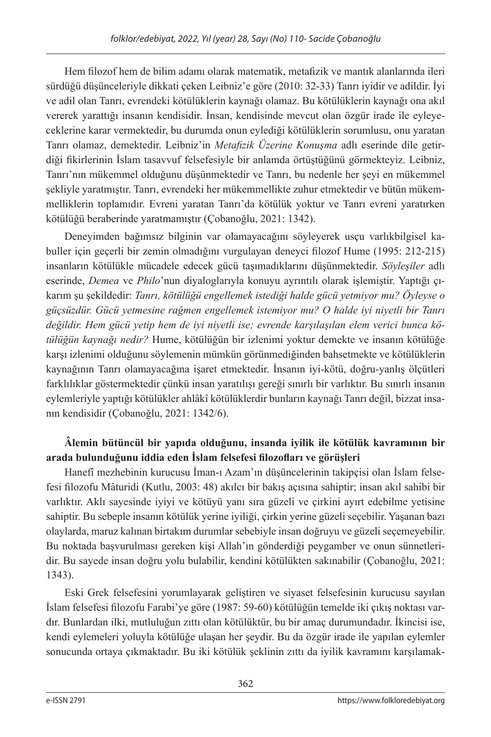Hem filozof hem de bilim adamı olarak matematik, metafizik ve mantık alanlarında ileri sürdüğü düşünceleriyle dikkati çeken Leibniz'e göre (2010: 32-33) Tanrı iyidir ve adildir. İyi ve adil olan Tanrı, evrendeki kötülüklerin kaynağı olamaz. Bu kötülüklerin kaynağı ona akıl vererek yarattığı insanın kendisidir. İnsan, kendisinde mevcut olan özgür irade ile eyleyeceklerine karar vermektedir, bu durumda onun eylediği kötülüklerin sorumlusu, onu yaratan Tanrı olamaz, demektedir. Leibniz'in *Metafizik Üzerine Konuşma* adlı eserinde dile getirdiği fikirlerinin İslam tasavvuf felsefesiyle bir anlamda örtüştüğünü görmekteyiz. Leibniz, Tanrı'nın mükemmel olduğunu düşünmektedir ve Tanrı, bu nedenle her şeyi en mükemmel şekliyle yaratmıştır. Tanrı, evrendeki her mükemmellikte zuhur etmektedir ve bütün mükemmelliklerin toplamıdır. Evreni yaratan Tanrı'da kötülük yoktur ve Tanrı evreni yaratırken kötülüğü beraberinde yaratmamıştır (Çobanoğlu, 2021: 1342).

Deneyimden bağımsız bilginin var olamayacağını söyleyerek usçu varlıkbilgisel kabuller için geçerli bir zemin olmadığını vurgulayan deneyci filozof Hume (1995: 212-215) insanların kötülükle mücadele edecek gücü taşımadıklarını düşünmektedir. *Söyleşiler* adlı eserinde, *Demea* ve *Philo*'nun diyaloglarıyla konuyu ayrıntılı olarak işlemiştir. Yaptığı çıkarım şu şekildedir: *Tanrı, kötülüğü engellemek istediği halde gücü yetmiyor mu? Öyleyse o güçsüzdür. Gücü yetmesine rağmen engellemek istemiyor mu? O halde iyi niyetli bir Tanrı değildir. Hem gücü yetip hem de iyi niyetli ise; evrende karşılaşılan elem verici bunca kötülüğün kaynağı nedir?* Hume, kötülüğün bir izlenimi yoktur demekte ve insanın kötülüğe karşı izlenimi olduğunu söylemenin mümkün görünmediğinden bahsetmekte ve kötülüklerin kaynağının Tanrı olamayacağına işaret etmektedir. İnsanın iyi-kötü, doğru-yanlış ölçütleri farklılıklar göstermektedir çünkü insan yaratılışı gereği sınırlı bir varlıktır. Bu sınırlı insanın eylemleriyle yaptığı kötülükler ahlâkî kötülüklerdir bunların kaynağı Tanrı değil, bizzat insanın kendisidir (Çobanoğlu, 2021: 1342/6).

**Âlemin bütüncül bir yapıda olduğunu, insanda iyilik ile kötülük kavramının bir arada bulunduğunu iddia eden İslam felsefesi filozofları ve görüşleri**

Hanefî mezhebinin kurucusu İman-ı Azam'ın düşüncelerinin takipçisi olan İslam felsefesi filozofu Mâturidi (Kutlu, 2003: 48) akılcı bir bakış açısına sahiptir; insan akıl sahibi bir varlıktır. Aklı sayesinde iyiyi ve kötüyü yanı sıra güzeli ve çirkini ayırt edebilme yetisine sahiptir. Bu sebeple insanın kötülük yerine iyiliği, çirkin yerine güzeli seçebilir. Yaşanan bazı olaylarda, maruz kalınan birtakım durumlar sebebiyle insan doğruyu ve güzeli seçemeyebilir. Bu noktada başvurulması gereken kişi Allah'ın gönderdiği peygamber ve onun sünnetleridir. Bu sayede insan doğru yolu bulabilir, kendini kötülükten sakınabilir (Çobanoğlu, 2021: 1343).

Eski Grek felsefesini yorumlayarak geliştiren ve siyaset felsefesinin kurucusu sayılan İslam felsefesi filozofu Farabi'ye göre (1987: 59-60) kötülüğün temelde iki çıkış noktası vardır. Bunlardan ilki, mutluluğun zıttı olan kötülüktür, bu bir amaç durumundadır. İkincisi ise, kendi eylemeleri yoluyla kötülüğe ulaşan her şeydir. Bu da özgür irade ile yapılan eylemler sonucunda ortaya çıkmaktadır. Bu iki kötülük şeklinin zıttı da iyilik kavramını karşılamak-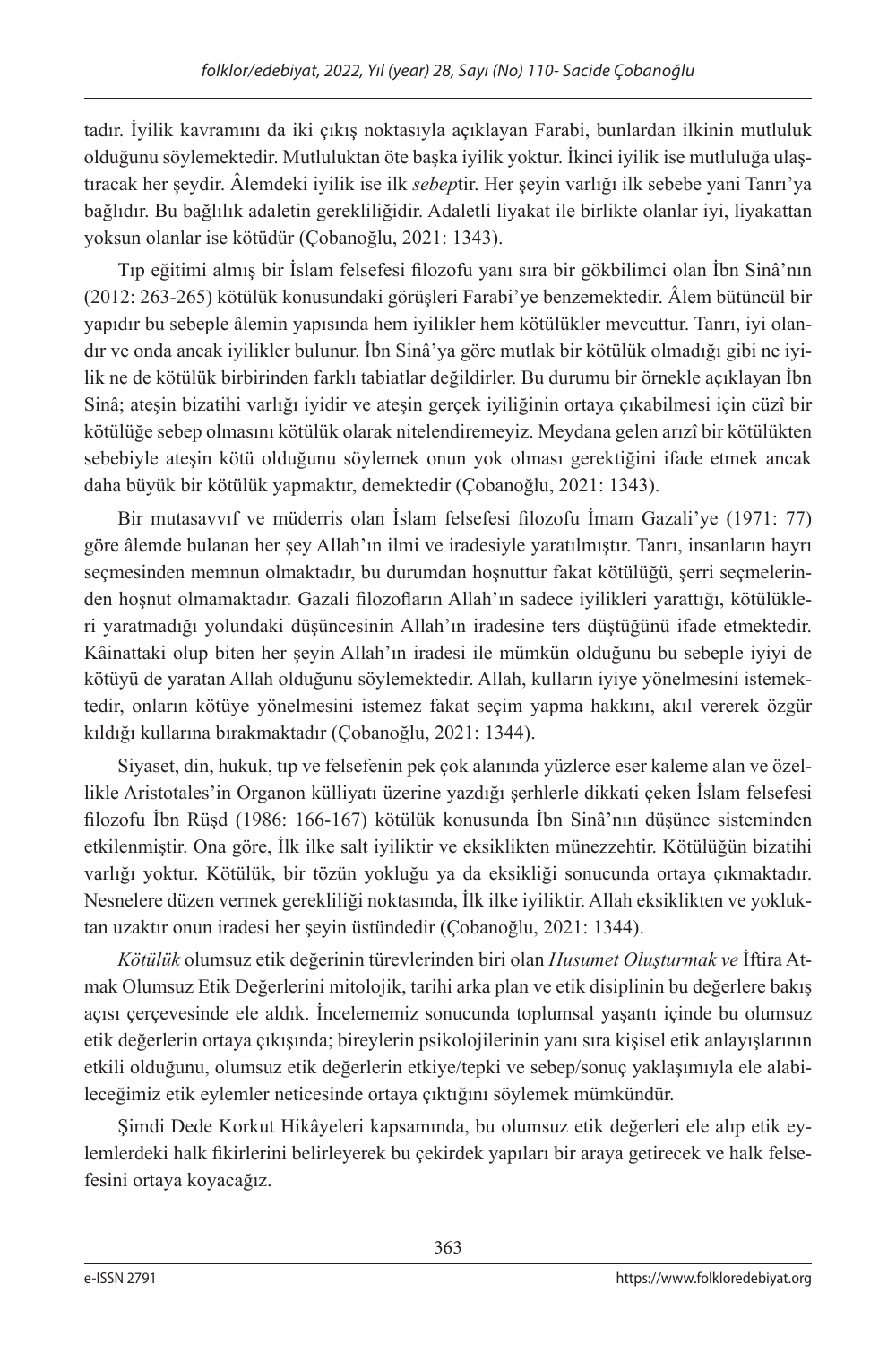tadır. İyilik kavramını da iki çıkış noktasıyla açıklayan Farabi, bunlardan ilkinin mutluluk olduğunu söylemektedir. Mutluluktan öte başka iyilik yoktur. İkinci iyilik ise mutluluğa ulaştıracak her şeydir. Âlemdeki iyilik ise ilk *sebep*tir. Her şeyin varlığı ilk sebebe yani Tanrı'ya bağlıdır. Bu bağlılık adaletin gerekliliğidir. Adaletli liyakat ile birlikte olanlar iyi, liyakattan yoksun olanlar ise kötüdür (Çobanoğlu, 2021: 1343).

Tıp eğitimi almış bir İslam felsefesi filozofu yanı sıra bir gökbilimci olan İbn Sinâ'nın (2012: 263-265) kötülük konusundaki görüşleri Farabi'ye benzemektedir. Âlem bütüncül bir yapıdır bu sebeple âlemin yapısında hem iyilikler hem kötülükler mevcuttur. Tanrı, iyi olandır ve onda ancak iyilikler bulunur. İbn Sinâ'ya göre mutlak bir kötülük olmadığı gibi ne iyilik ne de kötülük birbirinden farklı tabiatlar değildirler. Bu durumu bir örnekle açıklayan İbn Sinâ; ateşin bizatihi varlığı iyidir ve ateşin gerçek iyiliğinin ortaya çıkabilmesi için cüzî bir kötülüğe sebep olmasını kötülük olarak nitelendiremeyiz. Meydana gelen arızî bir kötülükten sebebiyle ateşin kötü olduğunu söylemek onun yok olması gerektiğini ifade etmek ancak daha büyük bir kötülük yapmaktır, demektedir (Çobanoğlu, 2021: 1343).

Bir mutasavvıf ve müderris olan İslam felsefesi filozofu İmam Gazali'ye (1971: 77) göre âlemde bulanan her şey Allah'ın ilmi ve iradesiyle yaratılmıştır. Tanrı, insanların hayrı seçmesinden memnun olmaktadır, bu durumdan hoşnuttur fakat kötülüğü, şerri seçmelerinden hoşnut olmamaktadır. Gazali filozofların Allah'ın sadece iyilikleri yarattığı, kötülükleri yaratmadığı yolundaki düşüncesinin Allah'ın iradesine ters düştüğünü ifade etmektedir. Kâinattaki olup biten her şeyin Allah'ın iradesi ile mümkün olduğunu bu sebeple iyiyi de kötüyü de yaratan Allah olduğunu söylemektedir. Allah, kulların iyiye yönelmesini istemektedir, onların kötüye yönelmesini istemez fakat seçim yapma hakkını, akıl vererek özgür kıldığı kullarına bırakmaktadır (Çobanoğlu, 2021: 1344).

Siyaset, din, hukuk, tıp ve felsefenin pek çok alanında yüzlerce eser kaleme alan ve özellikle Aristotales'in Organon külliyatı üzerine yazdığı şerhlerle dikkati çeken İslam felsefesi filozofu İbn Rüşd (1986: 166-167) kötülük konusunda İbn Sinâ'nın düşünce sisteminden etkilenmiştir. Ona göre, İlk ilke salt iyiliktir ve eksiklikten münezzehtir. Kötülüğün bizatihi varlığı yoktur. Kötülük, bir tözün yokluğu ya da eksikliği sonucunda ortaya çıkmaktadır. Nesnelere düzen vermek gerekliliği noktasında, İlk ilke iyiliktir. Allah eksiklikten ve yokluktan uzaktır onun iradesi her şeyin üstündedir (Çobanoğlu, 2021: 1344).

*Kötülük* olumsuz etik değerinin türevlerinden biri olan *Husumet Oluşturmak ve* İftira Atmak Olumsuz Etik Değerlerini mitolojik, tarihi arka plan ve etik disiplinin bu değerlere bakış açısı çerçevesinde ele aldık. İncelememiz sonucunda toplumsal yaşantı içinde bu olumsuz etik değerlerin ortaya çıkışında; bireylerin psikolojilerinin yanı sıra kişisel etik anlayışlarının etkili olduğunu, olumsuz etik değerlerin etkiye/tepki ve sebep/sonuç yaklaşımıyla ele alabileceğimiz etik eylemler neticesinde ortaya çıktığını söylemek mümkündür.

Şimdi Dede Korkut Hikâyeleri kapsamında, bu olumsuz etik değerleri ele alıp etik eylemlerdeki halk fikirlerini belirleyerek bu çekirdek yapıları bir araya getirecek ve halk felsefesini ortaya koyacağız.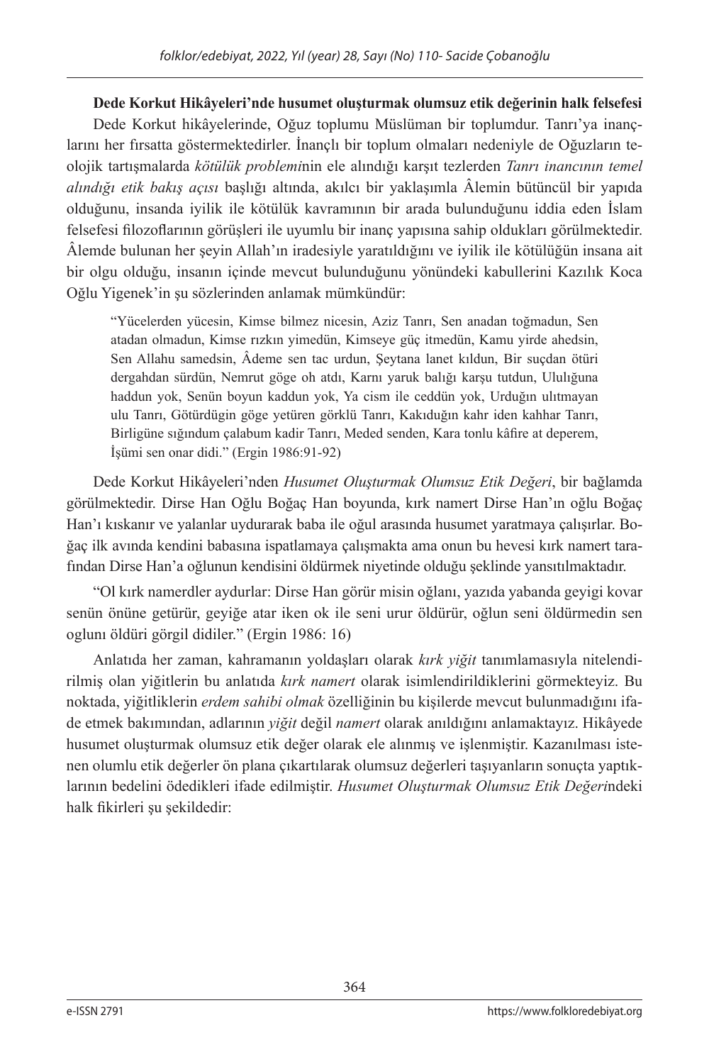**Dede Korkut Hikâyeleri'nde husumet oluşturmak olumsuz etik değerinin halk felsefesi**

Dede Korkut hikâyelerinde, Oğuz toplumu Müslüman bir toplumdur. Tanrı'ya inançlarını her fırsatta göstermektedirler. İnançlı bir toplum olmaları nedeniyle de Oğuzların teolojik tartışmalarda *kötülük problemi*nin ele alındığı karşıt tezlerden *Tanrı inancının temel alındığı etik bakış açısı* başlığı altında, akılcı bir yaklaşımla Âlemin bütüncül bir yapıda olduğunu, insanda iyilik ile kötülük kavramının bir arada bulunduğunu iddia eden İslam felsefesi filozoflarının görüşleri ile uyumlu bir inanç yapısına sahip oldukları görülmektedir. Âlemde bulunan her şeyin Allah'ın iradesiyle yaratıldığını ve iyilik ile kötülüğün insana ait bir olgu olduğu, insanın içinde mevcut bulunduğunu yönündeki kabullerini Kazılık Koca Oğlu Yigenek'in şu sözlerinden anlamak mümkündür:

> "Yücelerden yücesin, Kimse bilmez nicesin, Aziz Tanrı, Sen anadan toğmadun, Sen atadan olmadun, Kimse rızkın yimedün, Kimseye güç itmedün, Kamu yirde ahedsin, Sen Allahu samedsin, Âdeme sen tac urdun, Şeytana lanet kıldun, Bir suçdan ötüri dergahdan sürdün, Nemrut göge oh atdı, Karnı yaruk balığı karşu tutdun, Ululığuna haddun yok, Senün boyun kaddun yok, Ya cism ile ceddün yok, Urduğın ulıtmayan ulu Tanrı, Götürdügin göge yetüren görklü Tanrı, Kakıduğın kahr iden kahhar Tanrı, Birligüne sığındum çalabum kadir Tanrı, Meded senden, Kara tonlu kâfire at deperem, İşümi sen onar didi." (Ergin 1986:91-92)

Dede Korkut Hikâyeleri'nden *Husumet Oluşturmak Olumsuz Etik Değeri*, bir bağlamda görülmektedir. Dirse Han Oğlu Boğaç Han boyunda, kırk namert Dirse Han'ın oğlu Boğaç Han'ı kıskanır ve yalanlar uydurarak baba ile oğul arasında husumet yaratmaya çalışırlar. Boğaç ilk avında kendini babasına ispatlamaya çalışmakta ama onun bu hevesi kırk namert tarafından Dirse Han'a oğlunun kendisini öldürmek niyetinde olduğu şeklinde yansıtılmaktadır.

"Ol kırk namerdler aydurlar: Dirse Han görür misin oğlanı, yazıda yabanda geyigi kovar senün önüne getürür, geyiğe atar iken ok ile seni urur öldürür, oğlun seni öldürmedin sen oglunı öldüri görgil didiler." (Ergin 1986: 16)

Anlatıda her zaman, kahramanın yoldaşları olarak *kırk yiğit* tanımlamasıyla nitelendirilmiş olan yiğitlerin bu anlatıda *kırk namert* olarak isimlendirildiklerini görmekteyiz. Bu noktada, yiğitliklerin *erdem sahibi olmak* özelliğinin bu kişilerde mevcut bulunmadığını ifade etmek bakımından, adlarının *yiğit* değil *namert* olarak anıldığını anlamaktayız. Hikâyede husumet oluşturmak olumsuz etik değer olarak ele alınmış ve işlenmiştir. Kazanılması istenen olumlu etik değerler ön plana çıkartılarak olumsuz değerleri taşıyanların sonuçta yaptıklarının bedelini ödedikleri ifade edilmiştir. *Husumet Oluşturmak Olumsuz Etik Değeri*ndeki halk fikirleri şu şekildedir: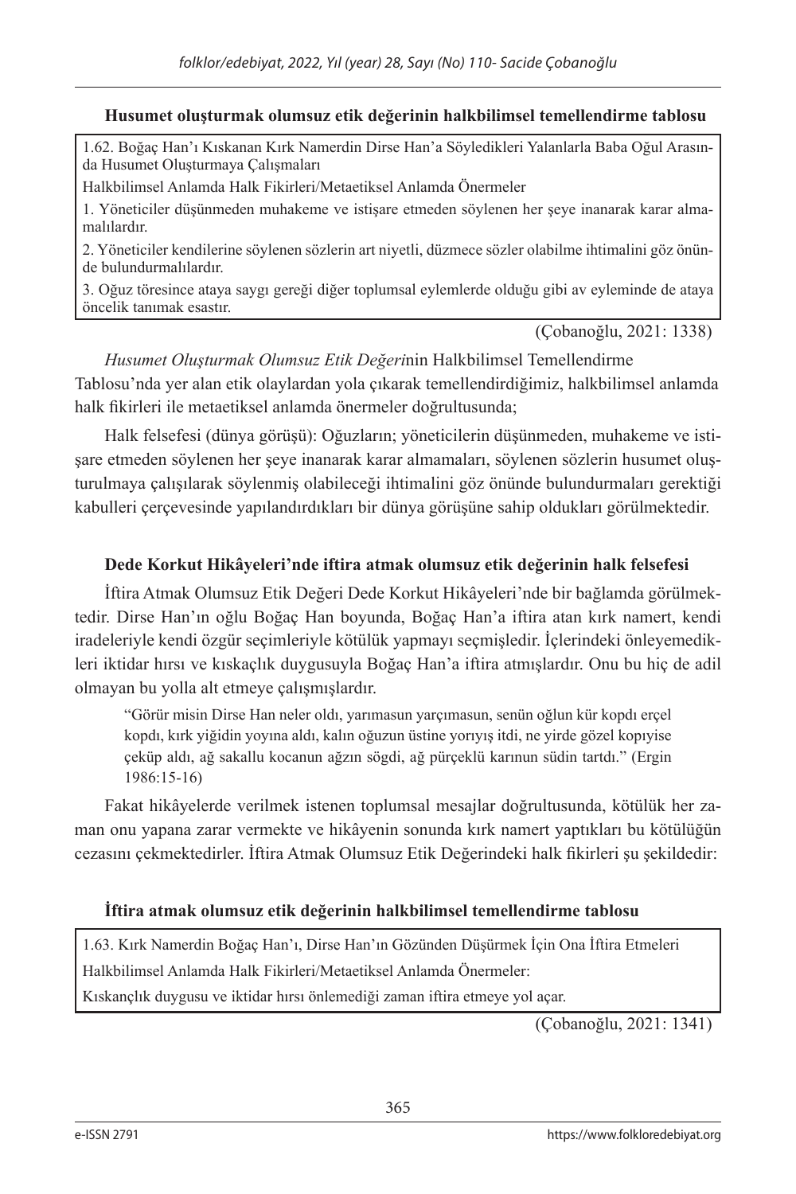**Husumet oluşturmak olumsuz etik değerinin halkbilimsel temellendirme tablosu**

| 1.62. Boğaç Han'ı Kıskanan Kırk Namerdin Dirse Han'a Söyledikleri Yalanlarla Baba Oğul Arasında Husumet Oluşturmaya Çalışmaları |
|---|
| Halkbilimsel Anlamda Halk Fikirleri/Metaetiksel Anlamda Önermeler |
| 1. Yöneticiler düşünmeden muhakeme ve istişare etmeden söylenen her şeye inanarak karar almamalılardır. |
| 2. Yöneticiler kendilerine söylenen sözlerin art niyetli, düzmece sözler olabilme ihtimalini göz önünde bulundurmalılardır. |
| 3. Oğuz töresince ataya saygı gereği diğer toplumsal eylemlerde olduğu gibi av eyleminde de ataya öncelik tanımak esastır. |

(Çobanoğlu, 2021: 1338)

*Husumet Oluşturmak Olumsuz Etik Değeri*nin Halkbilimsel Temellendirme Tablosu'nda yer alan etik olaylardan yola çıkarak temellendirdiğimiz, halkbilimsel anlamda halk fikirleri ile metaetiksel anlamda önermeler doğrultusunda;

Halk felsefesi (dünya görüşü): Oğuzların; yöneticilerin düşünmeden, muhakeme ve istişare etmeden söylenen her şeye inanarak karar almamaları, söylenen sözlerin husumet oluşturulmaya çalışılarak söylenmiş olabileceği ihtimalini göz önünde bulundurmaları gerektiği kabulleri çerçevesinde yapılandırdıkları bir dünya görüşüne sahip oldukları görülmektedir.

**Dede Korkut Hikâyeleri'nde iftira atmak olumsuz etik değerinin halk felsefesi**

İftira Atmak Olumsuz Etik Değeri Dede Korkut Hikâyeleri'nde bir bağlamda görülmektedir. Dirse Han'ın oğlu Boğaç Han boyunda, Boğaç Han'a iftira atan kırk namert, kendi iradeleriyle kendi özgür seçimleriyle kötülük yapmayı seçmişledir. İçlerindeki önleyemedikleri iktidar hırsı ve kıskaçlık duygusuyla Boğaç Han'a iftira atmışlardır. Onu bu hiç de adil olmayan bu yolla alt etmeye çalışmışlardır.

> "Görür misin Dirse Han neler oldı, yarımasun yarçımasun, senün oğlun kür kopdı erçel kopdı, kırk yiğidin yoyına aldı, kalın oğuzun üstine yorıyış itdi, ne yirde gözel kopıyise çeküp aldı, ağ sakallu kocanun ağzın sögdi, ağ pürçeklü karınun südin tartdı." (Ergin 1986:15-16)

Fakat hikâyelerde verilmek istenen toplumsal mesajlar doğrultusunda, kötülük her zaman onu yapana zarar vermekte ve hikâyenin sonunda kırk namert yaptıkları bu kötülüğün cezasını çekmektedirler. İftira Atmak Olumsuz Etik Değerindeki halk fikirleri şu şekildedir:

**İftira atmak olumsuz etik değerinin halkbilimsel temellendirme tablosu**

| 1.63. Kırk Namerdin Boğaç Han'ı, Dirse Han'ın Gözünden Düşürmek İçin Ona İftira Etmeleri |
|---|
| Halkbilimsel Anlamda Halk Fikirleri/Metaetiksel Anlamda Önermeler: |
| Kıskançlık duygusu ve iktidar hırsı önlemediği zaman iftira etmeye yol açar. |

(Çobanoğlu, 2021: 1341)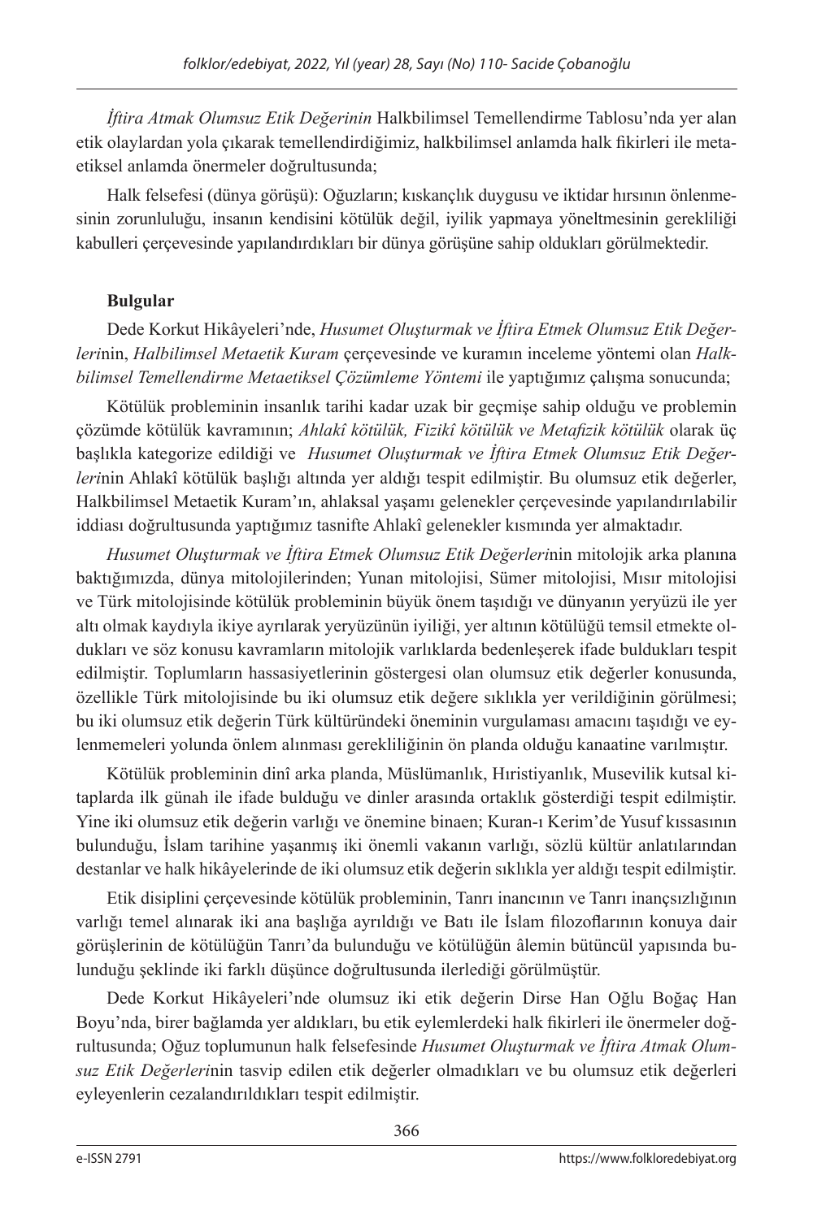*İftira Atmak Olumsuz Etik Değerinin* Halkbilimsel Temellendirme Tablosu'nda yer alan etik olaylardan yola çıkarak temellendirdiğimiz, halkbilimsel anlamda halk fikirleri ile metaetiksel anlamda önermeler doğrultusunda;

Halk felsefesi (dünya görüşü): Oğuzların; kıskançlık duygusu ve iktidar hırsının önlenmesinin zorunluluğu, insanın kendisini kötülük değil, iyilik yapmaya yöneltmesinin gerekliliği kabulleri çerçevesinde yapılandırdıkları bir dünya görüşüne sahip oldukları görülmektedir.

**Bulgular**

Dede Korkut Hikâyeleri'nde, *Husumet Oluşturmak ve İftira Etmek Olumsuz Etik Değerleri*nin, *Halbilimsel Metaetik Kuram* çerçevesinde ve kuramın inceleme yöntemi olan *Halkbilimsel Temellendirme Metaetiksel Çözümleme Yöntemi* ile yaptığımız çalışma sonucunda;

Kötülük probleminin insanlık tarihi kadar uzak bir geçmişe sahip olduğu ve problemin çözümde kötülük kavramının; *Ahlakî kötülük, Fizikî kötülük ve Metafizik kötülük* olarak üç başlıkla kategorize edildiği ve *Husumet Oluşturmak ve İftira Etmek Olumsuz Etik Değerleri*nin Ahlakî kötülük başlığı altında yer aldığı tespit edilmiştir. Bu olumsuz etik değerler, Halkbilimsel Metaetik Kuram'ın, ahlaksal yaşamı gelenekler çerçevesinde yapılandırılabilir iddiası doğrultusunda yaptığımız tasnifte Ahlakî gelenekler kısmında yer almaktadır.

*Husumet Oluşturmak ve İftira Etmek Olumsuz Etik Değerleri*nin mitolojik arka planına baktığımızda, dünya mitolojilerinden; Yunan mitolojisi, Sümer mitolojisi, Mısır mitolojisi ve Türk mitolojisinde kötülük probleminin büyük önem taşıdığı ve dünyanın yeryüzü ile yer altı olmak kaydıyla ikiye ayrılarak yeryüzünün iyiliği, yer altının kötülüğü temsil etmekte oldukları ve söz konusu kavramların mitolojik varlıklarda bedenleşerek ifade buldukları tespit edilmiştir. Toplumların hassasiyetlerinin göstergesi olan olumsuz etik değerler konusunda, özellikle Türk mitolojisinde bu iki olumsuz etik değere sıklıkla yer verildiğinin görülmesi; bu iki olumsuz etik değerin Türk kültüründeki öneminin vurgulaması amacını taşıdığı ve eylenmemeleri yolunda önlem alınması gerekliliğinin ön planda olduğu kanaatine varılmıştır.

Kötülük probleminin dinî arka planda, Müslümanlık, Hıristiyanlık, Musevilik kutsal kitaplarda ilk günah ile ifade bulduğu ve dinler arasında ortaklık gösterdiği tespit edilmiştir. Yine iki olumsuz etik değerin varlığı ve önemine binaen; Kuran-ı Kerim'de Yusuf kıssasının bulunduğu, İslam tarihine yaşanmış iki önemli vakanın varlığı, sözlü kültür anlatılarından destanlar ve halk hikâyelerinde de iki olumsuz etik değerin sıklıkla yer aldığı tespit edilmiştir.

Etik disiplini çerçevesinde kötülük probleminin, Tanrı inancının ve Tanrı inançsızlığının varlığı temel alınarak iki ana başlığa ayrıldığı ve Batı ile İslam filozoflarının konuya dair görüşlerinin de kötülüğün Tanrı'da bulunduğu ve kötülüğün âlemin bütüncül yapısında bulunduğu şeklinde iki farklı düşünce doğrultusunda ilerlediği görülmüştür.

Dede Korkut Hikâyeleri'nde olumsuz iki etik değerin Dirse Han Oğlu Boğaç Han Boyu'nda, birer bağlamda yer aldıkları, bu etik eylemlerdeki halk fikirleri ile önermeler doğrultusunda; Oğuz toplumunun halk felsefesinde *Husumet Oluşturmak ve İftira Atmak Olumsuz Etik Değerleri*nin tasvip edilen etik değerler olmadıkları ve bu olumsuz etik değerleri eyleyenlerin cezalandırıldıkları tespit edilmiştir.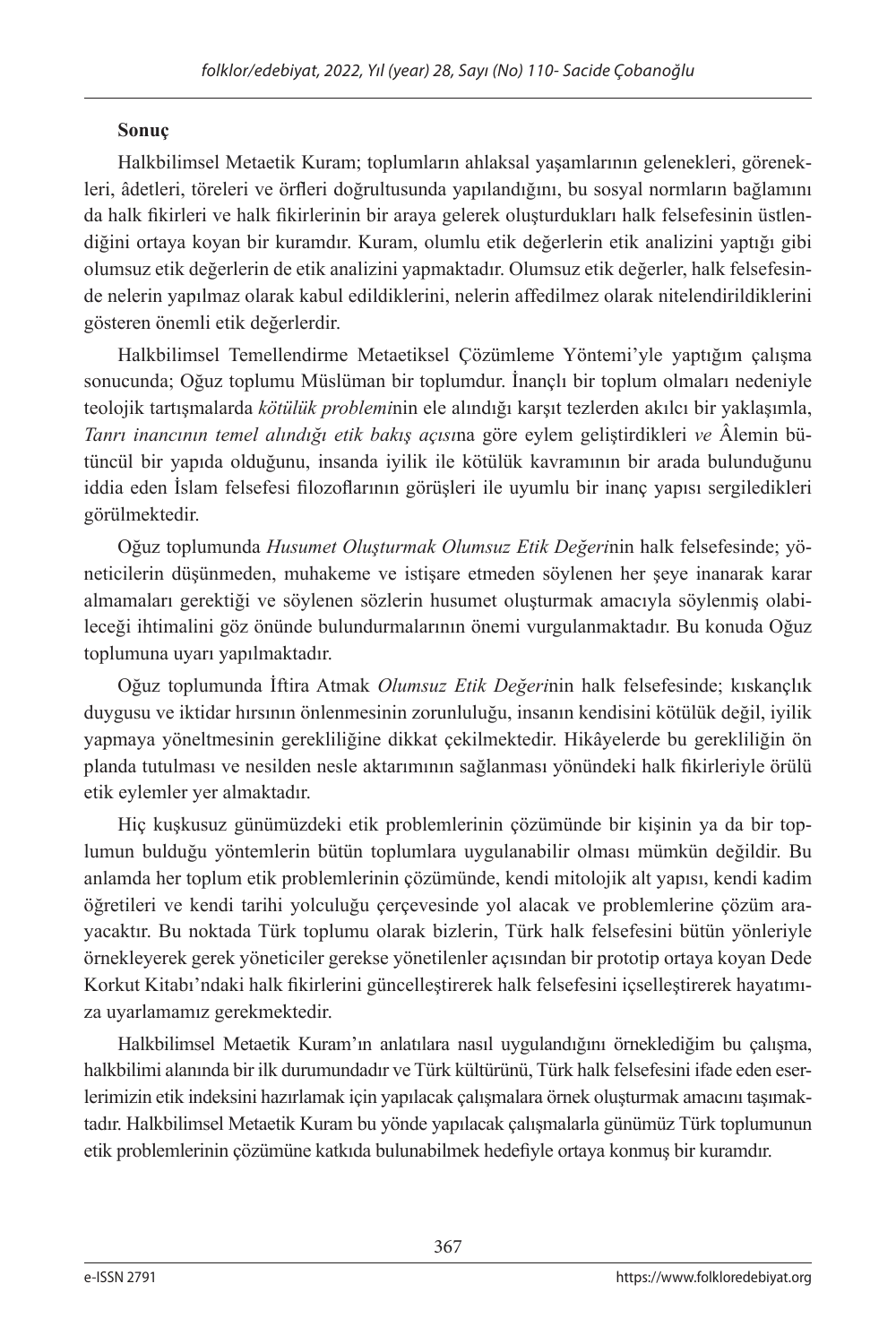**Sonuç**

Halkbilimsel Metaetik Kuram; toplumların ahlaksal yaşamlarının gelenekleri, görenekleri, âdetleri, töreleri ve örfleri doğrultusunda yapılandığını, bu sosyal normların bağlamını da halk fikirleri ve halk fikirlerinin bir araya gelerek oluşturdukları halk felsefesinin üstlendiğini ortaya koyan bir kuramdır. Kuram, olumlu etik değerlerin etik analizini yaptığı gibi olumsuz etik değerlerin de etik analizini yapmaktadır. Olumsuz etik değerler, halk felsefesinde nelerin yapılmaz olarak kabul edildiklerini, nelerin affedilmez olarak nitelendirildiklerini gösteren önemli etik değerlerdir.

Halkbilimsel Temellendirme Metaetiksel Çözümleme Yöntemi'yle yaptığım çalışma sonucunda; Oğuz toplumu Müslüman bir toplumdur. İnançlı bir toplum olmaları nedeniyle teolojik tartışmalarda *kötülük problemi*nin ele alındığı karşıt tezlerden akılcı bir yaklaşımla, *Tanrı inancının temel alındığı etik bakış açısı*na göre eylem geliştirdikleri *ve* Âlemin bütüncül bir yapıda olduğunu, insanda iyilik ile kötülük kavramının bir arada bulunduğunu iddia eden İslam felsefesi filozoflarının görüşleri ile uyumlu bir inanç yapısı sergiledikleri görülmektedir.

Oğuz toplumunda *Husumet Oluşturmak Olumsuz Etik Değeri*nin halk felsefesinde; yöneticilerin düşünmeden, muhakeme ve istişare etmeden söylenen her şeye inanarak karar almamaları gerektiği ve söylenen sözlerin husumet oluşturmak amacıyla söylenmiş olabileceği ihtimalini göz önünde bulundurmalarının önemi vurgulanmaktadır. Bu konuda Oğuz toplumuna uyarı yapılmaktadır.

Oğuz toplumunda İftira Atmak *Olumsuz Etik Değeri*nin halk felsefesinde; kıskançlık duygusu ve iktidar hırsının önlenmesinin zorunluluğu, insanın kendisini kötülük değil, iyilik yapmaya yöneltmesinin gerekliliğine dikkat çekilmektedir. Hikâyelerde bu gerekliliğin ön planda tutulması ve nesilden nesle aktarımının sağlanması yönündeki halk fikirleriyle örülü etik eylemler yer almaktadır.

Hiç kuşkusuz günümüzdeki etik problemlerinin çözümünde bir kişinin ya da bir toplumun bulduğu yöntemlerin bütün toplumlara uygulanabilir olması mümkün değildir. Bu anlamda her toplum etik problemlerinin çözümünde, kendi mitolojik alt yapısı, kendi kadim öğretileri ve kendi tarihi yolculuğu çerçevesinde yol alacak ve problemlerine çözüm arayacaktır. Bu noktada Türk toplumu olarak bizlerin, Türk halk felsefesini bütün yönleriyle örnekleyerek gerek yöneticiler gerekse yönetilenler açısından bir prototip ortaya koyan Dede Korkut Kitabı'ndaki halk fikirlerini güncelleştirerek halk felsefesini içselleştirerek hayatımıza uyarlamamız gerekmektedir.

Halkbilimsel Metaetik Kuram'ın anlatılara nasıl uygulandığını örneklediğim bu çalışma, halkbilimi alanında bir ilk durumundadır ve Türk kültürünü, Türk halk felsefesini ifade eden eserlerimizin etik indeksini hazırlamak için yapılacak çalışmalara örnek oluşturmak amacını taşımaktadır. Halkbilimsel Metaetik Kuram bu yönde yapılacak çalışmalarla günümüz Türk toplumunun etik problemlerinin çözümüne katkıda bulunabilmek hedefiyle ortaya konmuş bir kuramdır.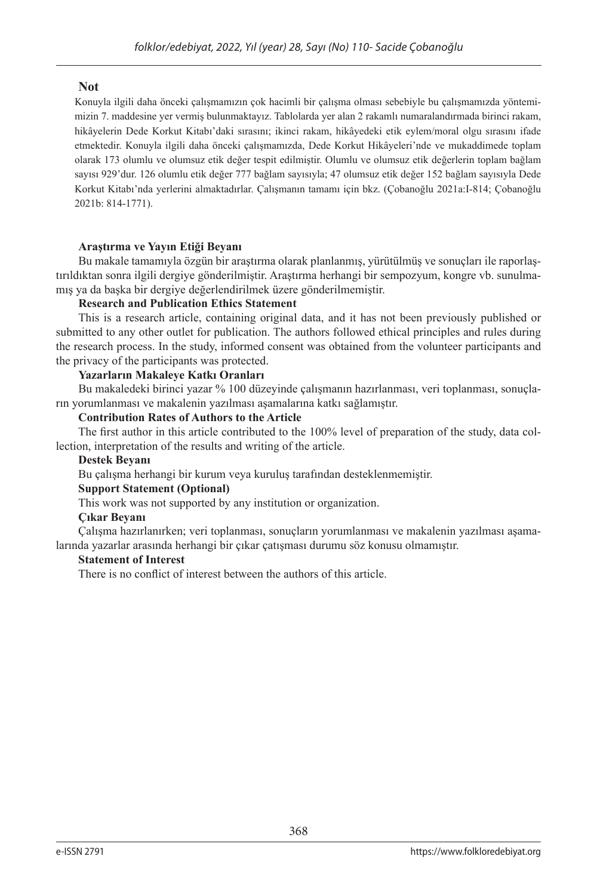## Not

Konuyla ilgili daha önceki çalışmamızın çok hacimli bir çalışma olması sebebiyle bu çalışmamızda yöntemimizin 7. maddesine yer vermiş bulunmaktayız. Tablolarda yer alan 2 rakamlı numaralandırmada birinci rakam, hikâyelerin Dede Korkut Kitabı'daki sırasını; ikinci rakam, hikâyedeki etik eylem/moral olgu sırasını ifade etmektedir. Konuyla ilgili daha önceki çalışmamızda, Dede Korkut Hikâyeleri'nde ve mukaddimede toplam olarak 173 olumlu ve olumsuz etik değer tespit edilmiştir. Olumlu ve olumsuz etik değerlerin toplam bağlam sayısı 929'dur. 126 olumlu etik değer 777 bağlam sayısıyla; 47 olumsuz etik değer 152 bağlam sayısıyla Dede Korkut Kitabı'nda yerlerini almaktadırlar. Çalışmanın tamamı için bkz. (Çobanoğlu 2021a:I-814; Çobanoğlu 2021b: 814-1771).

**Araştırma ve Yayın Etiği Beyanı**

Bu makale tamamıyla özgün bir araştırma olarak planlanmış, yürütülmüş ve sonuçları ile raporlaştırıldıktan sonra ilgili dergiye gönderilmiştir. Araştırma herhangi bir sempozyum, kongre vb. sunulmamış ya da başka bir dergiye değerlendirilmek üzere gönderilmemiştir.

**Research and Publication Ethics Statement**

This is a research article, containing original data, and it has not been previously published or submitted to any other outlet for publication. The authors followed ethical principles and rules during the research process. In the study, informed consent was obtained from the volunteer participants and the privacy of the participants was protected.

**Yazarların Makaleye Katkı Oranları**

Bu makaledeki birinci yazar % 100 düzeyinde çalışmanın hazırlanması, veri toplanması, sonuçların yorumlanması ve makalenin yazılması aşamalarına katkı sağlamıştır.

**Contribution Rates of Authors to the Article**

The first author in this article contributed to the 100% level of preparation of the study, data collection, interpretation of the results and writing of the article.

**Destek Beyanı**

Bu çalışma herhangi bir kurum veya kuruluş tarafından desteklenmemiştir.

**Support Statement (Optional)**

This work was not supported by any institution or organization.

**Çıkar Beyanı**

Çalışma hazırlanırken; veri toplanması, sonuçların yorumlanması ve makalenin yazılması aşamalarında yazarlar arasında herhangi bir çıkar çatışması durumu söz konusu olmamıştır.

**Statement of Interest**

There is no conflict of interest between the authors of this article.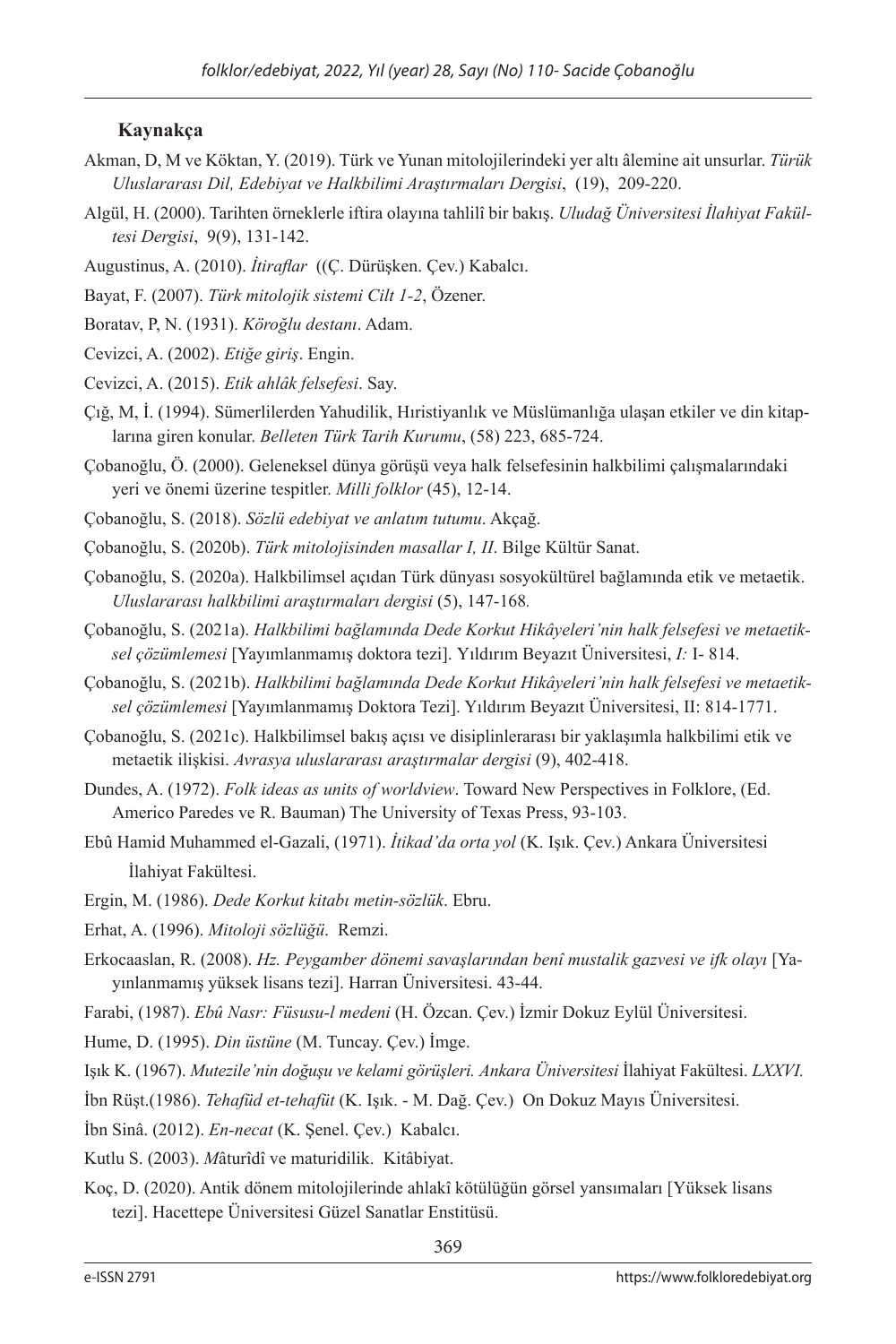## Kaynakça

Akman, D, M ve Köktan, Y. (2019). Türk ve Yunan mitolojilerindeki yer altı âlemine ait unsurlar. *Türük Uluslararası Dil, Edebiyat ve Halkbilimi Araştırmaları Dergisi*, (19), 209-220.

Algül, H. (2000). Tarihten örneklerle iftira olayına tahlilî bir bakış. *Uludağ Üniversitesi İlahiyat Fakültesi Dergisi*, 9(9), 131-142.

Augustinus, A. (2010). *İtiraflar* ((Ç. Dürüşken. Çev.) Kabalcı.

Bayat, F. (2007). *Türk mitolojik sistemi Cilt 1-2*, Özener.

Boratav, P, N. (1931). *Köroğlu destanı*. Adam.

Cevizci, A. (2002). *Etiğe giriş*. Engin.

Cevizci, A. (2015). *Etik ahlâk felsefesi*. Say.

Çığ, M, İ. (1994). Sümerlilerden Yahudilik, Hıristiyanlık ve Müslümanlığa ulaşan etkiler ve din kitaplarına giren konular. *Belleten Türk Tarih Kurumu*, (58) 223, 685-724.

Çobanoğlu, Ö. (2000). Geleneksel dünya görüşü veya halk felsefesinin halkbilimi çalışmalarındaki yeri ve önemi üzerine tespitler. *Milli folklor* (45), 12-14.

Çobanoğlu, S. (2018). *Sözlü edebiyat ve anlatım tutumu*. Akçağ.

Çobanoğlu, S. (2020b). *Türk mitolojisinden masallar I, II*. Bilge Kültür Sanat.

Çobanoğlu, S. (2020a). Halkbilimsel açıdan Türk dünyası sosyokültürel bağlamında etik ve metaetik. *Uluslararası halkbilimi araştırmaları dergisi* (5), 147-168*.*

Çobanoğlu, S. (2021a). *Halkbilimi bağlamında Dede Korkut Hikâyeleri'nin halk felsefesi ve metaetiksel çözümlemesi* [Yayımlanmamış doktora tezi]. Yıldırım Beyazıt Üniversitesi, *I:* I- 814.

Çobanoğlu, S. (2021b). *Halkbilimi bağlamında Dede Korkut Hikâyeleri'nin halk felsefesi ve metaetiksel çözümlemesi* [Yayımlanmamış Doktora Tezi]. Yıldırım Beyazıt Üniversitesi, II: 814-1771.

Çobanoğlu, S. (2021c). Halkbilimsel bakış açısı ve disiplinlerarası bir yaklaşımla halkbilimi etik ve metaetik ilişkisi. *Avrasya uluslararası araştırmalar dergisi* (9), 402-418.

Dundes, A. (1972). *Folk ideas as units of worldview*. Toward New Perspectives in Folklore, (Ed. Americo Paredes ve R. Bauman) The University of Texas Press, 93-103.

Ebû Hamid Muhammed el-Gazali, (1971). *İtikad'da orta yol* (K. Işık. Çev.) Ankara Üniversitesi İlahiyat Fakültesi.

Ergin, M. (1986). *Dede Korkut kitabı metin-sözlük*. Ebru.

Erhat, A. (1996). *Mitoloji sözlüğü*. Remzi.

Erkocaaslan, R. (2008). *Hz. Peygamber dönemi savaşlarından benî mustalik gazvesi ve ifk olayı* [Yayınlanmamış yüksek lisans tezi]. Harran Üniversitesi. 43-44.

Farabi, (1987). *Ebû Nasr: Füsusu-l medeni* (H. Özcan. Çev.) İzmir Dokuz Eylül Üniversitesi.

Hume, D. (1995). *Din üstüne* (M. Tuncay. Çev.) İmge.

Işık K. (1967). *Mutezile'nin doğuşu ve kelami görüşleri. Ankara Üniversitesi* İlahiyat Fakültesi. *LXXVI.*

İbn Rüşt.(1986). *Tehafüd et-tehafüt* (K. Işık. - M. Dağ. Çev.) On Dokuz Mayıs Üniversitesi.

İbn Sinâ. (2012). *En-necat* (K. Şenel. Çev.) Kabalcı.

Kutlu S. (2003). *M*âturîdî ve maturidilik. Kitâbiyat.

Koç, D. (2020). Antik dönem mitolojilerinde ahlakî kötülüğün görsel yansımaları [Yüksek lisans tezi]. Hacettepe Üniversitesi Güzel Sanatlar Enstitüsü.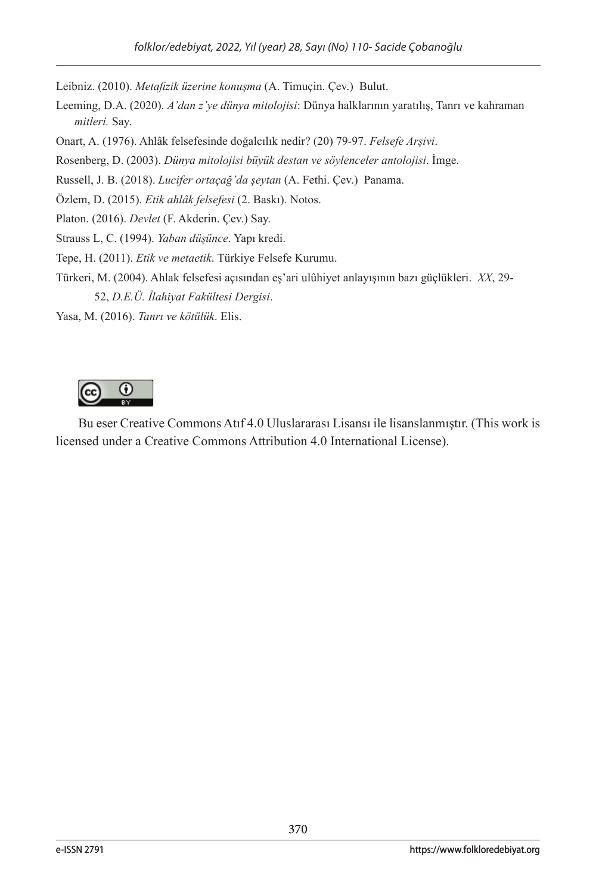Leibniz. (2010). *Metafizik üzerine konuşma* (A. Timuçin. Çev.) Bulut.

Leeming, D.A. (2020). *A'dan z'ye dünya mitolojisi*: Dünya halklarının yaratılış, Tanrı ve kahraman *mitleri.* Say.

Onart, A. (1976). Ahlâk felsefesinde doğalcılık nedir? (20) 79-97. *Felsefe Arşivi*.

Rosenberg, D. (2003). *Dünya mitolojisi büyük destan ve söylenceler antolojisi*. İmge.

Russell, J. B. (2018). *Lucifer ortaçağ'da şeytan* (A. Fethi. Çev.) Panama.

Özlem, D. (2015). *Etik ahlâk felsefesi* (2. Baskı). Notos.

Platon. (2016). *Devlet* (F. Akderin. Çev.) Say.

Strauss L, C. (1994). *Yaban düşünce*. Yapı kredi.

Tepe, H. (2011). *Etik ve metaetik*. Türkiye Felsefe Kurumu.

Türkeri, M. (2004). Ahlak felsefesi açısından eş'ari ulûhiyet anlayışının bazı güçlükleri. *XX*, 29-52, *D.E.Ü. İlahiyat Fakültesi Dergisi*.

Yasa, M. (2016). *Tanrı ve kötülük*. Elis.

Bu eser Creative Commons Atıf 4.0 Uluslararası Lisansı ile lisanslanmıştır. (This work is licensed under a Creative Commons Attribution 4.0 International License).